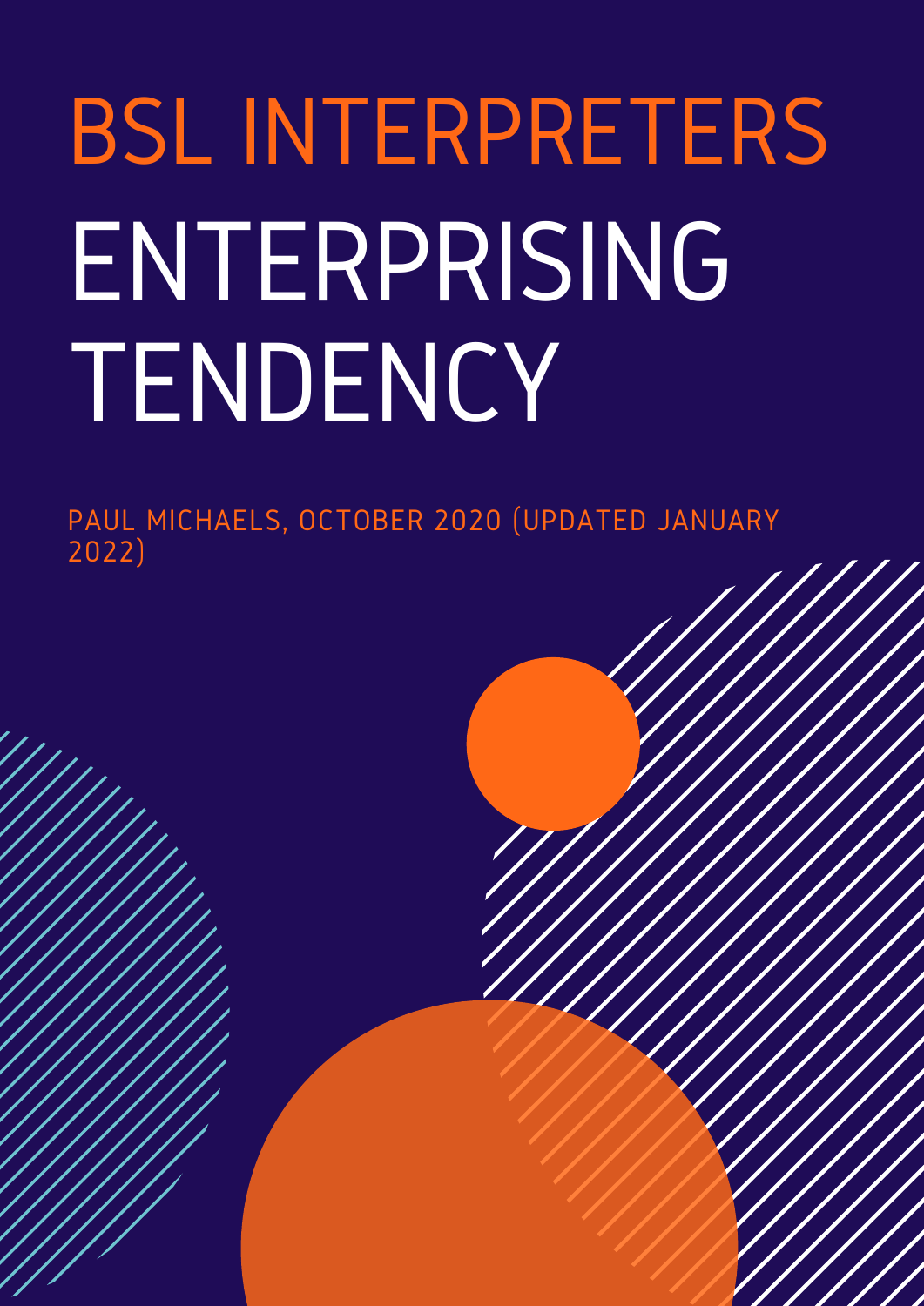# BSL INTERPRETERS ENTERPRISING TENDENCY

PAUL MICHAELS, OCTOBER 2020 (UPDATED JANUARY 2022)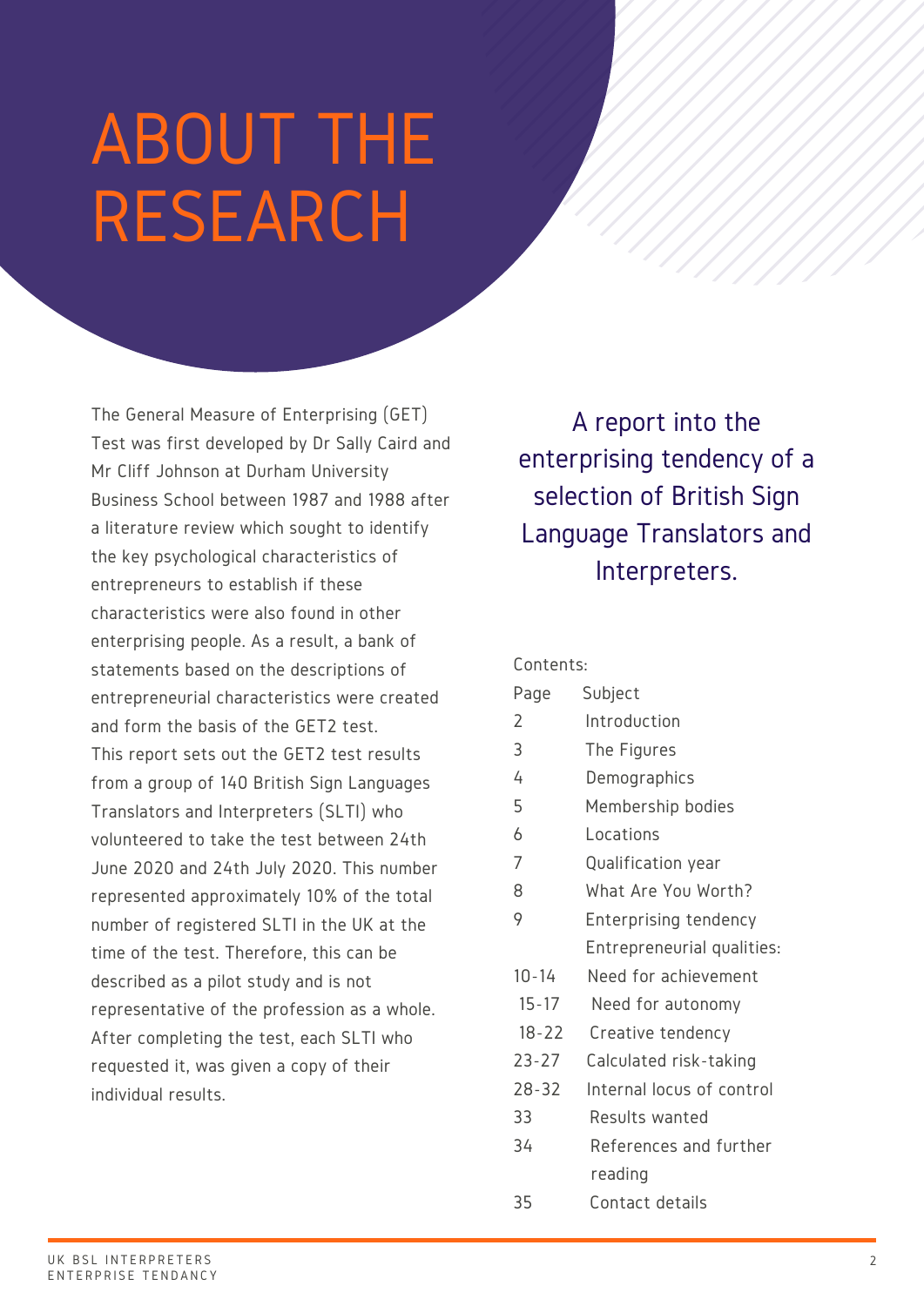# ABOUT THE RESEARCH

The General Measure of Enterprising (GET) Test was first developed by Dr Sally Caird and Mr Cliff Johnson at Durham University Business School between 1987 and 1988 after a literature review which sought to identify the key psychological characteristics of entrepreneurs to establish if these characteristics were also found in other enterprising people. As a result, a bank of statements based on the descriptions of entrepreneurial characteristics were created and form the basis of the GET2 test.

This report sets out the GET2 test results from a group of 140 British Sign Languages Translators and Interpreters (SLTI) who volunteered to take the test between 24th June 2020 and 24th July 2020. This number represented approximately 10% of the total number of registered SLTI in the UK at the time of the test. Therefore, this can be described as a pilot study and is not representative of the profession as a whole. After completing the test, each SLTI who requested it, was given a copy of their individual results.

A report into the enterprising tendency of a selection of British Sign Language Translators and Interpreters.

Contents:

| Page | Subject |
|---|---|
| 2 | Introduction |
| 3 | The Figures |
| 4 | Demographics |
| 5 | Membership bodies |
| 6 | Locations |
| 7 | Qualification year |
| 8 | What Are You Worth? |
| 9 | Enterprising tendency |
| | Entrepreneurial qualities: |
| 10-14 | Need for achievement |
| 15-17 | Need for autonomy |
| 18-22 | Creative tendency |
| 23-27 | Calculated risk-taking |
| 28-32 | Internal locus of control |
| 33 | Results wanted |
| 34 | References and further reading |
| 35 | Contact details |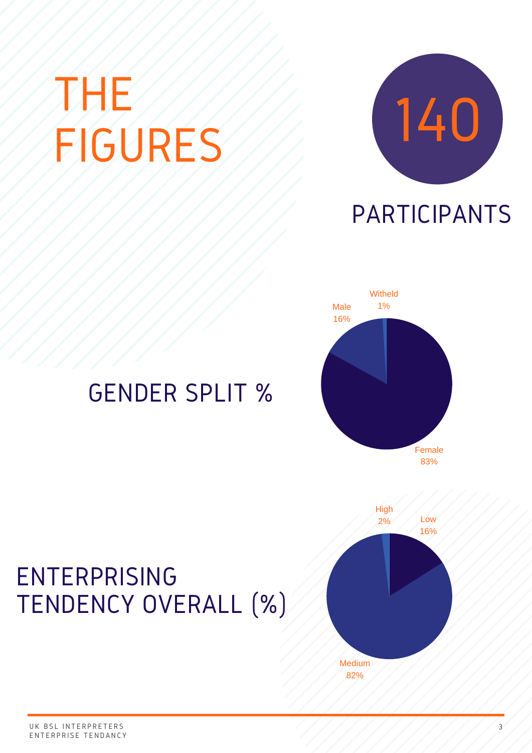# THE FIGURES

## 140

## PARTICIPANTS

## GENDER SPLIT %

Witheld 1%

Male 16%

Female 83%

## ENTERPRISING TENDENCY OVERALL (%)

High 2%

Low 16%

Medium 82%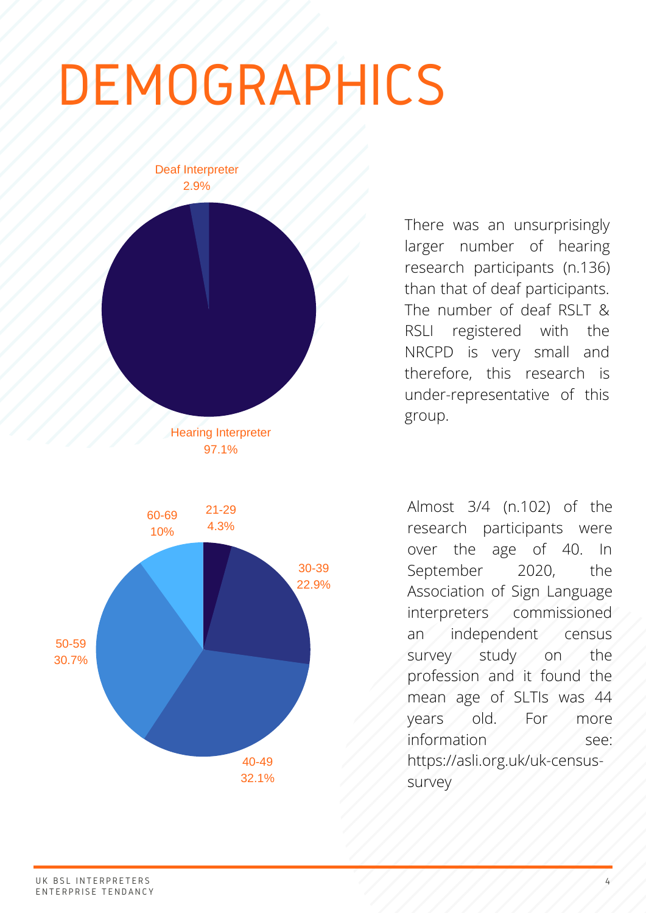# DEMOGRAPHICS

Deaf Interpreter 2.9%

Hearing Interpreter 97.1%

There was an unsurprisingly larger number of hearing research participants (n.136) than that of deaf participants. The number of deaf RSLT & RSLI registered with the NRCPD is very small and therefore, this research is under-representative of this group.

60-69 10%

21-29 4.3%

30-39 22.9%

50-59 30.7%

40-49 32.1%

Almost 3/4 (n.102) of the research participants were over the age of 40. In September 2020, the Association of Sign Language interpreters commissioned an independent census survey study on the profession and it found the mean age of SLTIs was 44 years old. For more information see: https://asli.org.uk/uk-census-survey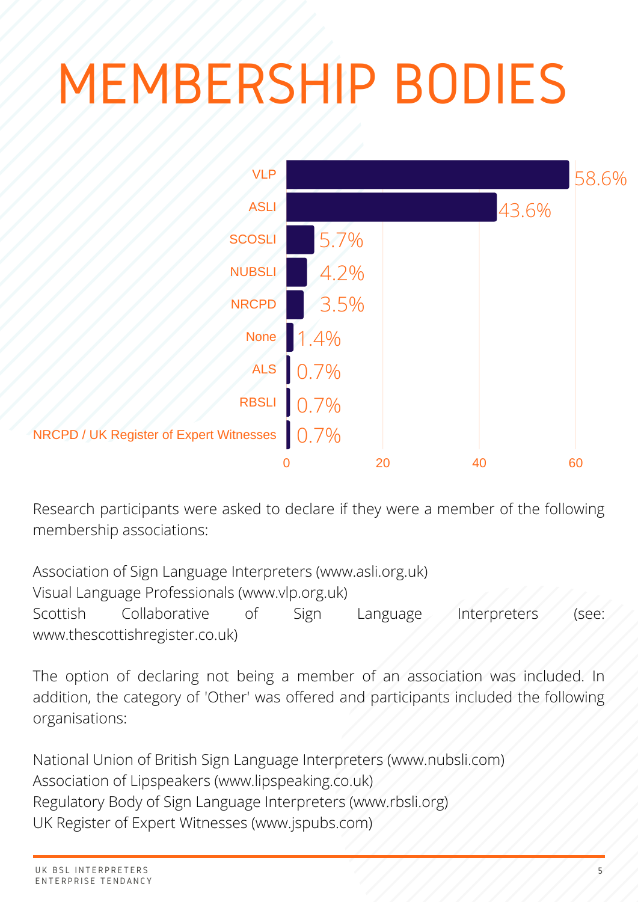# MEMBERSHIP BODIES

| Membership body | % |
| --- | --- |
| VLP | 58.6% |
| ASLI | 43.6% |
| SCOSLI | 5.7% |
| NUBSLI | 4.2% |
| NRCPD | 3.5% |
| None | 1.4% |
| ALS | 0.7% |
| RBSLI | 0.7% |
| NRCPD / UK Register of Expert Witnesses | 0.7% |

Research participants were asked to declare if they were a member of the following membership associations:

Association of Sign Language Interpreters (www.asli.org.uk)
Visual Language Professionals (www.vlp.org.uk)
Scottish Collaborative of Sign Language Interpreters (see: www.thescottishregister.co.uk)

The option of declaring not being a member of an association was included. In addition, the category of 'Other' was offered and participants included the following organisations:

National Union of British Sign Language Interpreters (www.nubsli.com)
Association of Lipspeakers (www.lipspeaking.co.uk)
Regulatory Body of Sign Language Interpreters (www.rbsli.org)
UK Register of Expert Witnesses (www.jspubs.com)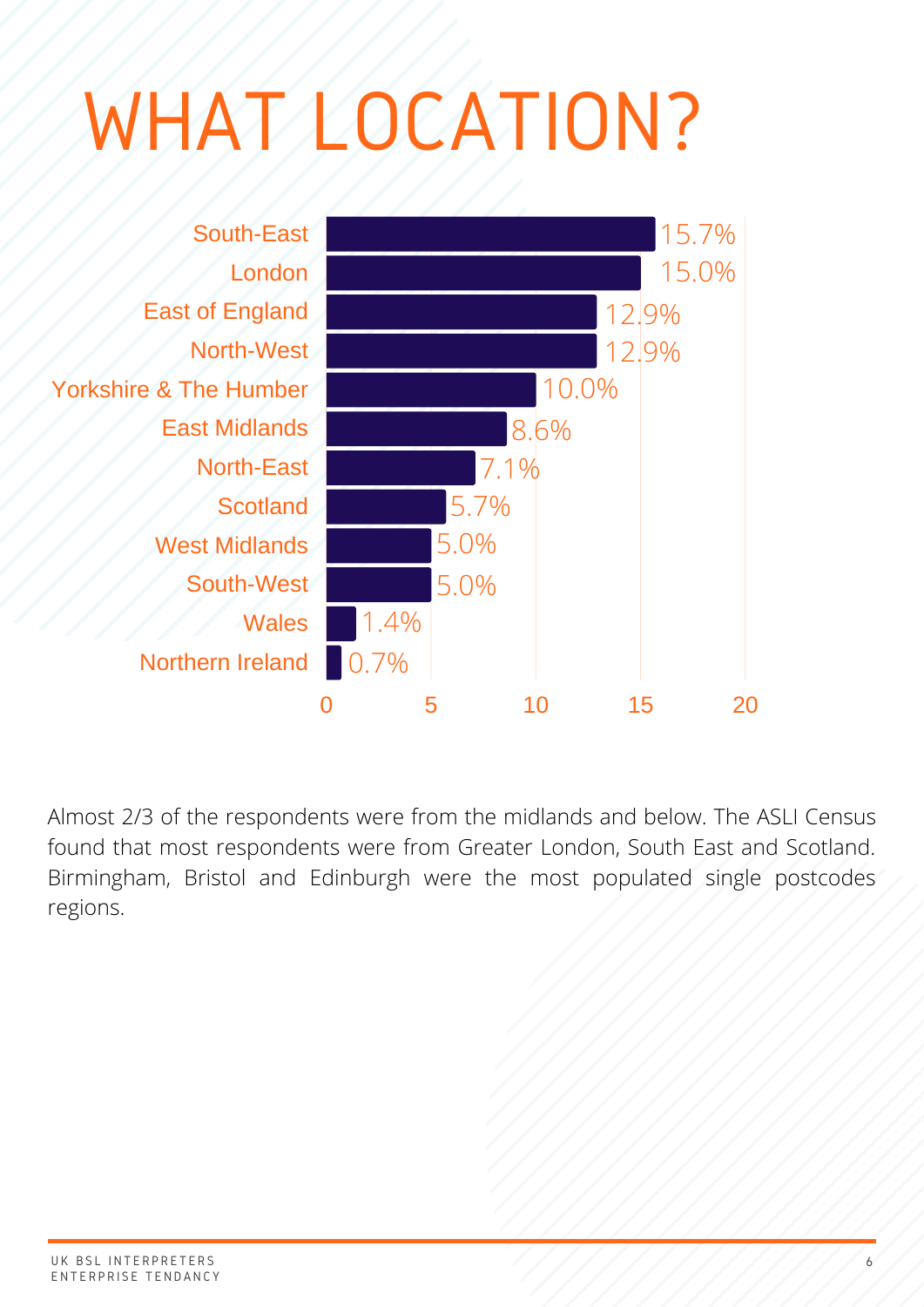# WHAT LOCATION?

| Location | Percentage |
|---|---|
| South-East | 15.7% |
| London | 15.0% |
| East of England | 12.9% |
| North-West | 12.9% |
| Yorkshire & The Humber | 10.0% |
| East Midlands | 8.6% |
| North-East | 7.1% |
| Scotland | 5.7% |
| West Midlands | 5.0% |
| South-West | 5.0% |
| Wales | 1.4% |
| Northern Ireland | 0.7% |

Almost 2/3 of the respondents were from the midlands and below. The ASLI Census found that most respondents were from Greater London, South East and Scotland. Birmingham, Bristol and Edinburgh were the most populated single postcodes regions.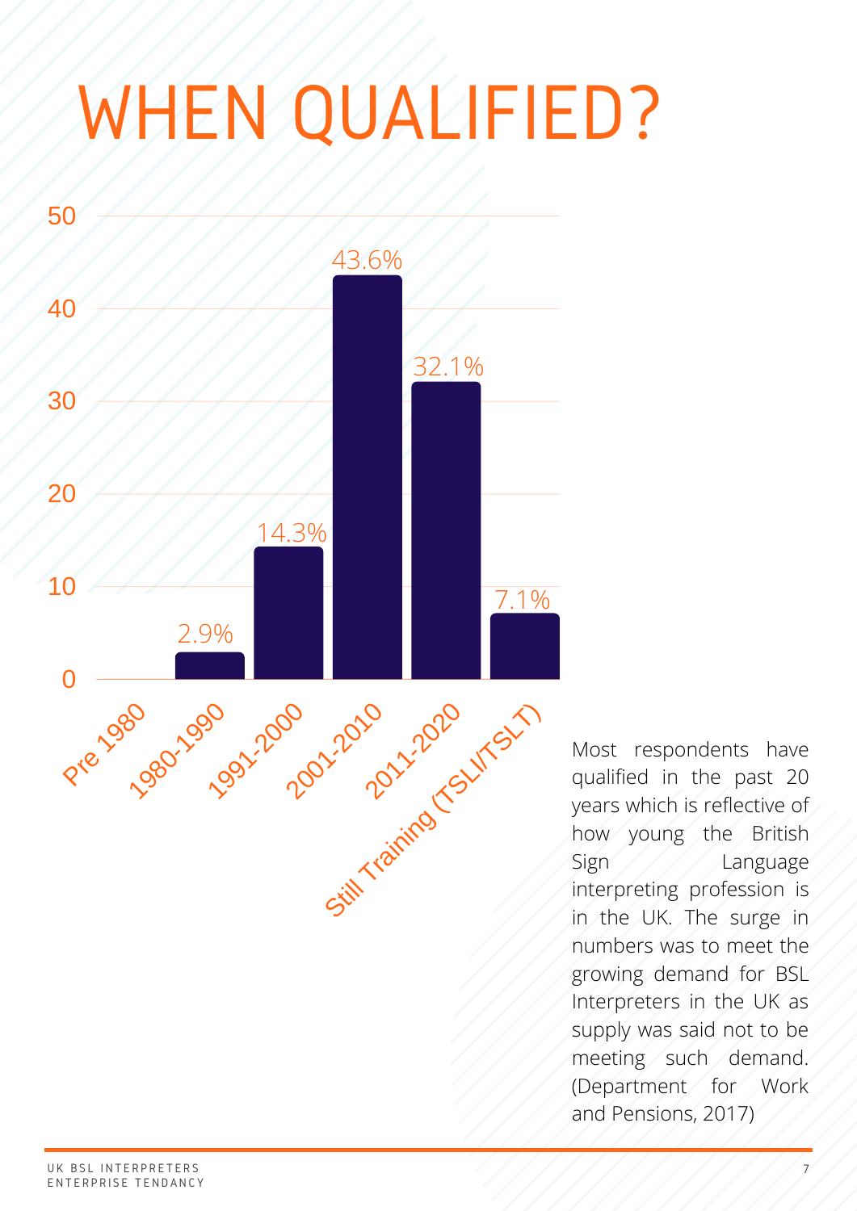# WHEN QUALIFIED?

| Pre 1980 | 1980-1990 | 1991-2000 | 2001-2010 | 2011-2020 | Still Training (TSLI/TSLT) |
|---|---|---|---|---|---|
|  | 2.9% | 14.3% | 43.6% | 32.1% | 7.1% |

Most respondents have qualified in the past 20 years which is reflective of how young the British Sign Language interpreting profession is in the UK. The surge in numbers was to meet the growing demand for BSL Interpreters in the UK as supply was said not to be meeting such demand. (Department for Work and Pensions, 2017)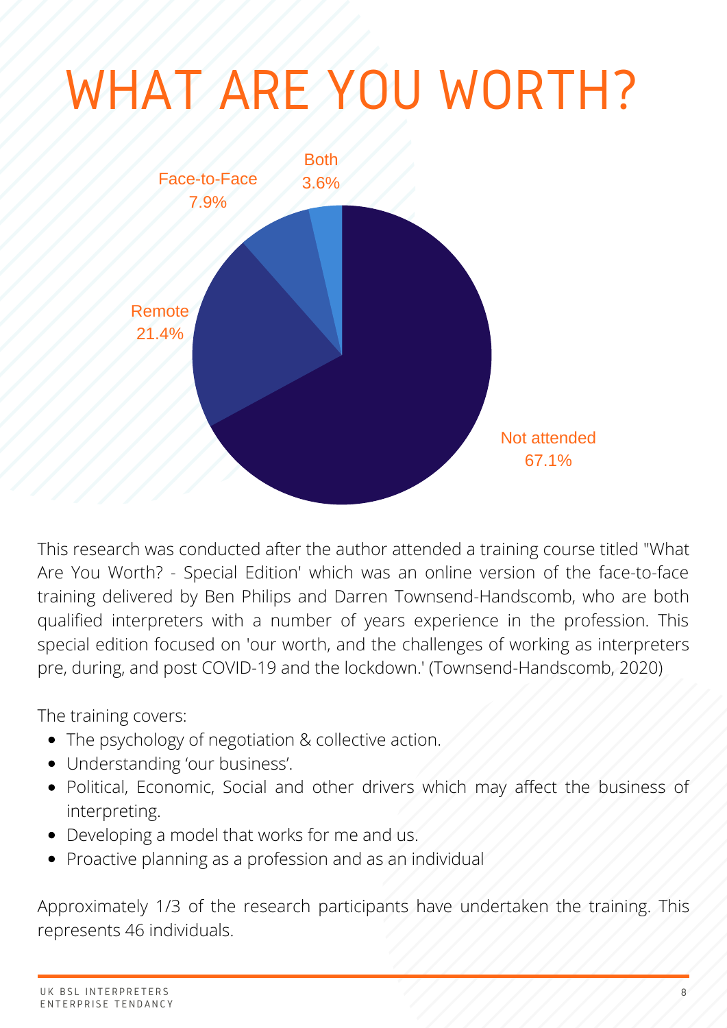# WHAT ARE YOU WORTH?

| Category | Percentage |
| --- | --- |
| Not attended | 67.1% |
| Remote | 21.4% |
| Face-to-Face | 7.9% |
| Both | 3.6% |

This research was conducted after the author attended a training course titled "What Are You Worth? - Special Edition' which was an online version of the face-to-face training delivered by Ben Philips and Darren Townsend-Handscomb, who are both qualified interpreters with a number of years experience in the profession. This special edition focused on 'our worth, and the challenges of working as interpreters pre, during, and post COVID-19 and the lockdown.' (Townsend-Handscomb, 2020)

The training covers:

- The psychology of negotiation & collective action.
- Understanding 'our business'.
- Political, Economic, Social and other drivers which may affect the business of interpreting.
- Developing a model that works for me and us.
- Proactive planning as a profession and as an individual

Approximately 1/3 of the research participants have undertaken the training. This represents 46 individuals.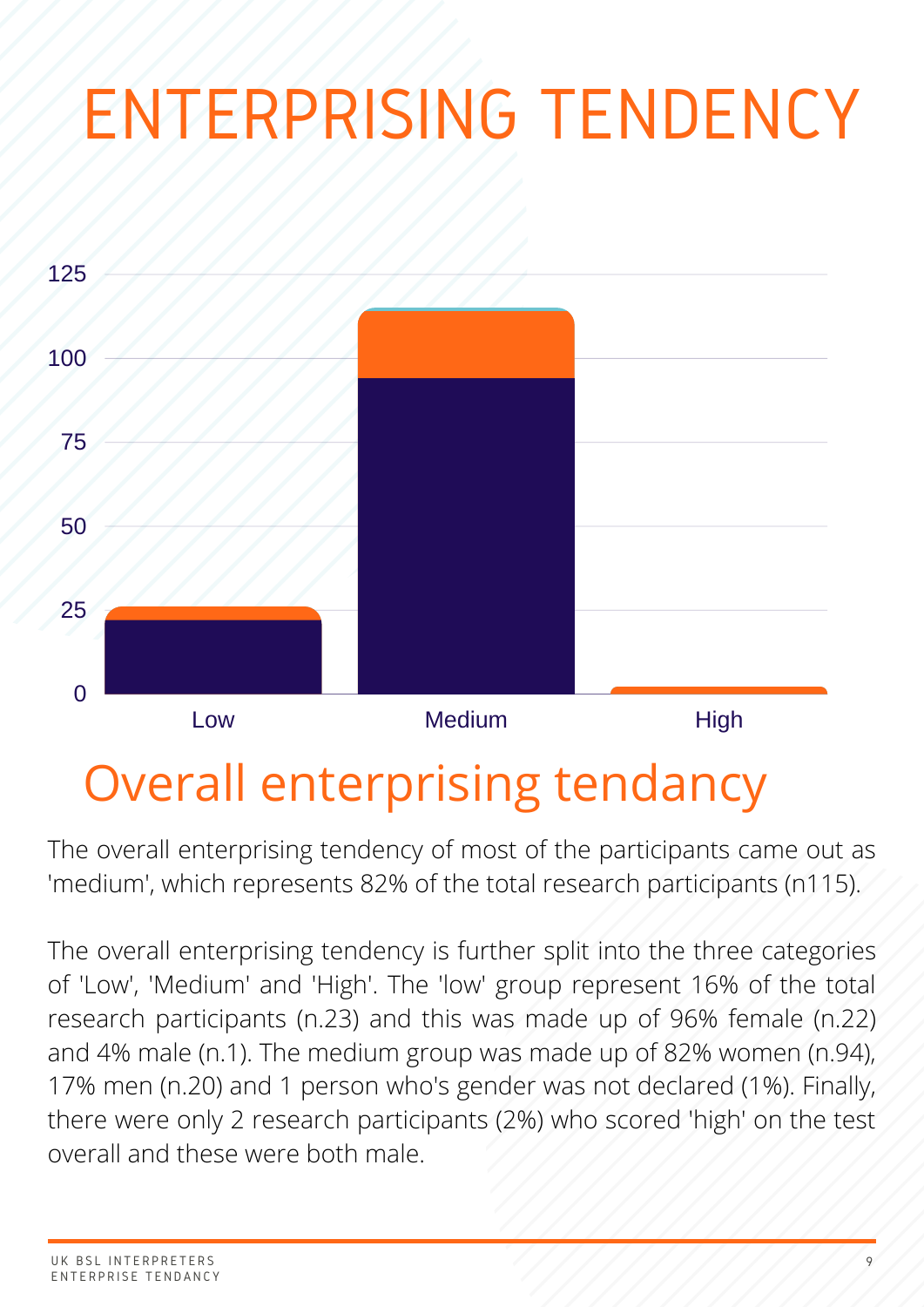# ENTERPRISING TENDENCY

## Overall enterprising tendancy

The overall enterprising tendency of most of the participants came out as 'medium', which represents 82% of the total research participants (n115).

The overall enterprising tendency is further split into the three categories of 'Low', 'Medium' and 'High'. The 'low' group represent 16% of the total research participants (n.23) and this was made up of 96% female (n.22) and 4% male (n.1). The medium group was made up of 82% women (n.94), 17% men (n.20) and 1 person who's gender was not declared (1%). Finally, there were only 2 research participants (2%) who scored 'high' on the test overall and these were both male.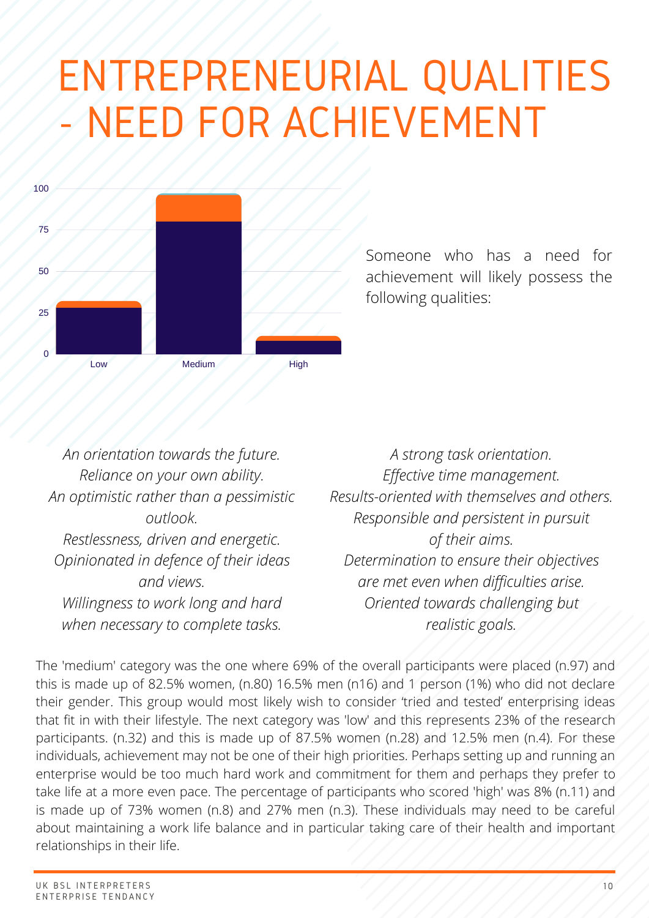# ENTREPRENEURIAL QUALITIES - NEED FOR ACHIEVEMENT

Someone who has a need for achievement will likely possess the following qualities:

*An orientation towards the future.*
*Reliance on your own ability.*
*An optimistic rather than a pessimistic outlook.*
*Restlessness, driven and energetic.*
*Opinionated in defence of their ideas and views.*
*Willingness to work long and hard when necessary to complete tasks.*

*A strong task orientation.*
*Effective time management.*
*Results-oriented with themselves and others.*
*Responsible and persistent in pursuit of their aims.*
*Determination to ensure their objectives are met even when difficulties arise.*
*Oriented towards challenging but realistic goals.*

The 'medium' category was the one where 69% of the overall participants were placed (n.97) and this is made up of 82.5% women, (n.80) 16.5% men (n16) and 1 person (1%) who did not declare their gender. This group would most likely wish to consider 'tried and tested' enterprising ideas that fit in with their lifestyle. The next category was 'low' and this represents 23% of the research participants. (n.32) and this is made up of 87.5% women (n.28) and 12.5% men (n.4). For these individuals, achievement may not be one of their high priorities. Perhaps setting up and running an enterprise would be too much hard work and commitment for them and perhaps they prefer to take life at a more even pace. The percentage of participants who scored 'high' was 8% (n.11) and is made up of 73% women (n.8) and 27% men (n.3). These individuals may need to be careful about maintaining a work life balance and in particular taking care of their health and important relationships in their life.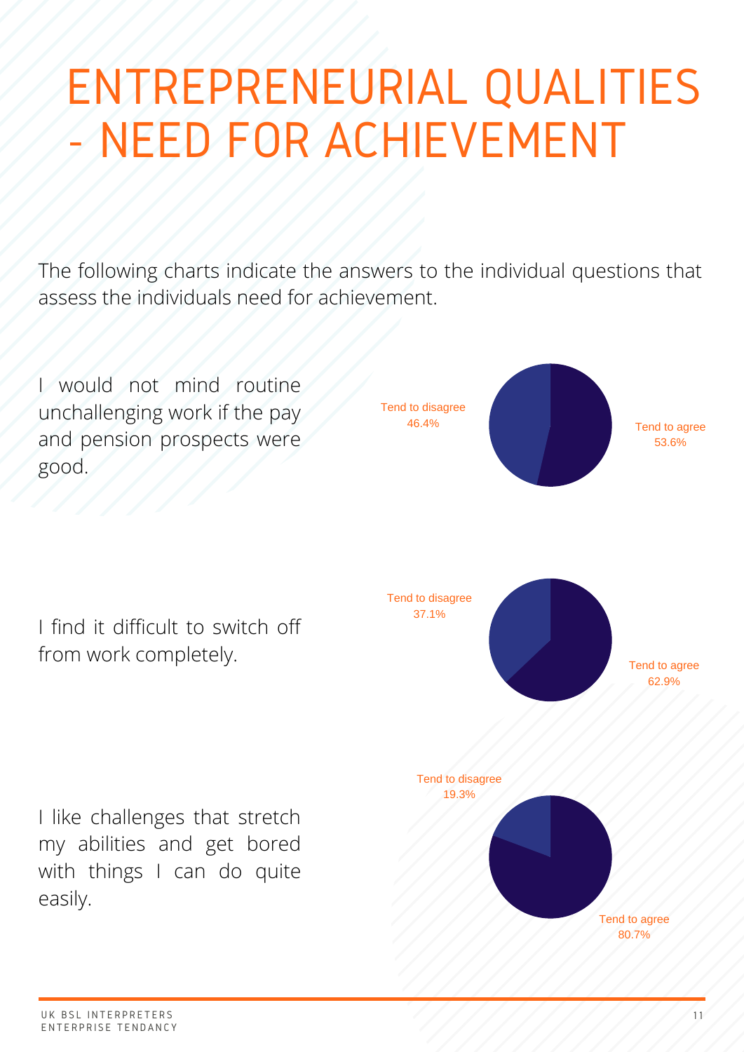# ENTREPRENEURIAL QUALITIES - NEED FOR ACHIEVEMENT

The following charts indicate the answers to the individual questions that assess the individuals need for achievement.

I would not mind routine unchallenging work if the pay and pension prospects were good.

Tend to disagree 46.4%

Tend to agree 53.6%

I find it difficult to switch off from work completely.

Tend to disagree 37.1%

Tend to agree 62.9%

I like challenges that stretch my abilities and get bored with things I can do quite easily.

Tend to disagree 19.3%

Tend to agree 80.7%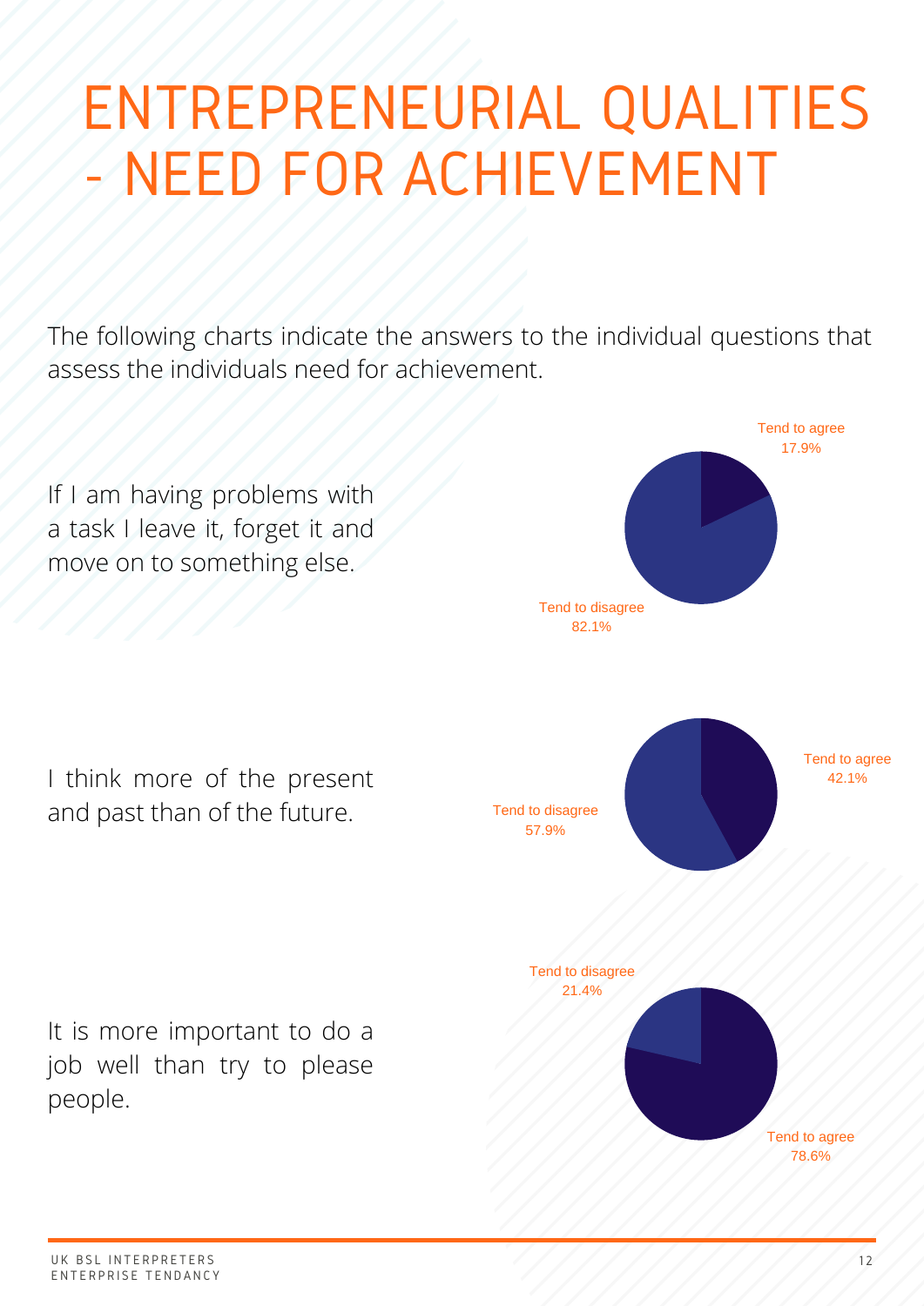# ENTREPRENEURIAL QUALITIES - NEED FOR ACHIEVEMENT

The following charts indicate the answers to the individual questions that assess the individuals need for achievement.

If I am having problems with a task I leave it, forget it and move on to something else.

Tend to agree 17.9%

Tend to disagree 82.1%

I think more of the present and past than of the future.

Tend to agree 42.1%

Tend to disagree 57.9%

It is more important to do a job well than try to please people.

Tend to disagree 21.4%

Tend to agree 78.6%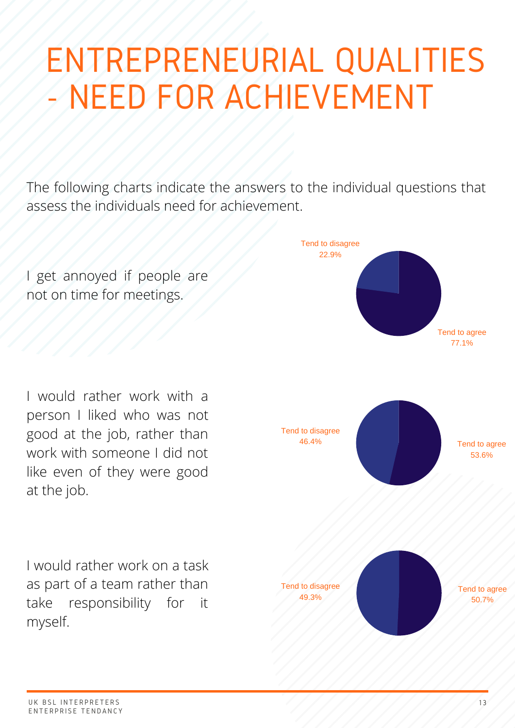# ENTREPRENEURIAL QUALITIES - NEED FOR ACHIEVEMENT

The following charts indicate the answers to the individual questions that assess the individuals need for achievement.

I get annoyed if people are not on time for meetings.

Tend to disagree 22.9%

Tend to agree 77.1%

I would rather work with a person I liked who was not good at the job, rather than work with someone I did not like even of they were good at the job.

Tend to disagree 46.4%

Tend to agree 53.6%

I would rather work on a task as part of a team rather than take responsibility for it myself.

Tend to disagree 49.3%

Tend to agree 50.7%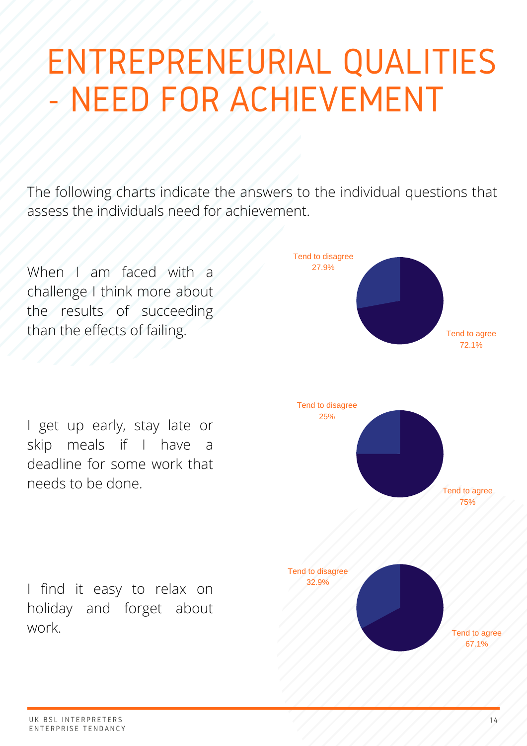# ENTREPRENEURIAL QUALITIES - NEED FOR ACHIEVEMENT

The following charts indicate the answers to the individual questions that assess the individuals need for achievement.

When I am faced with a challenge I think more about the results of succeeding than the effects of failing.

Tend to disagree 27.9%

Tend to agree 72.1%

I get up early, stay late or skip meals if I have a deadline for some work that needs to be done.

Tend to disagree 25%

Tend to agree 75%

I find it easy to relax on holiday and forget about work.

Tend to disagree 32.9%

Tend to agree 67.1%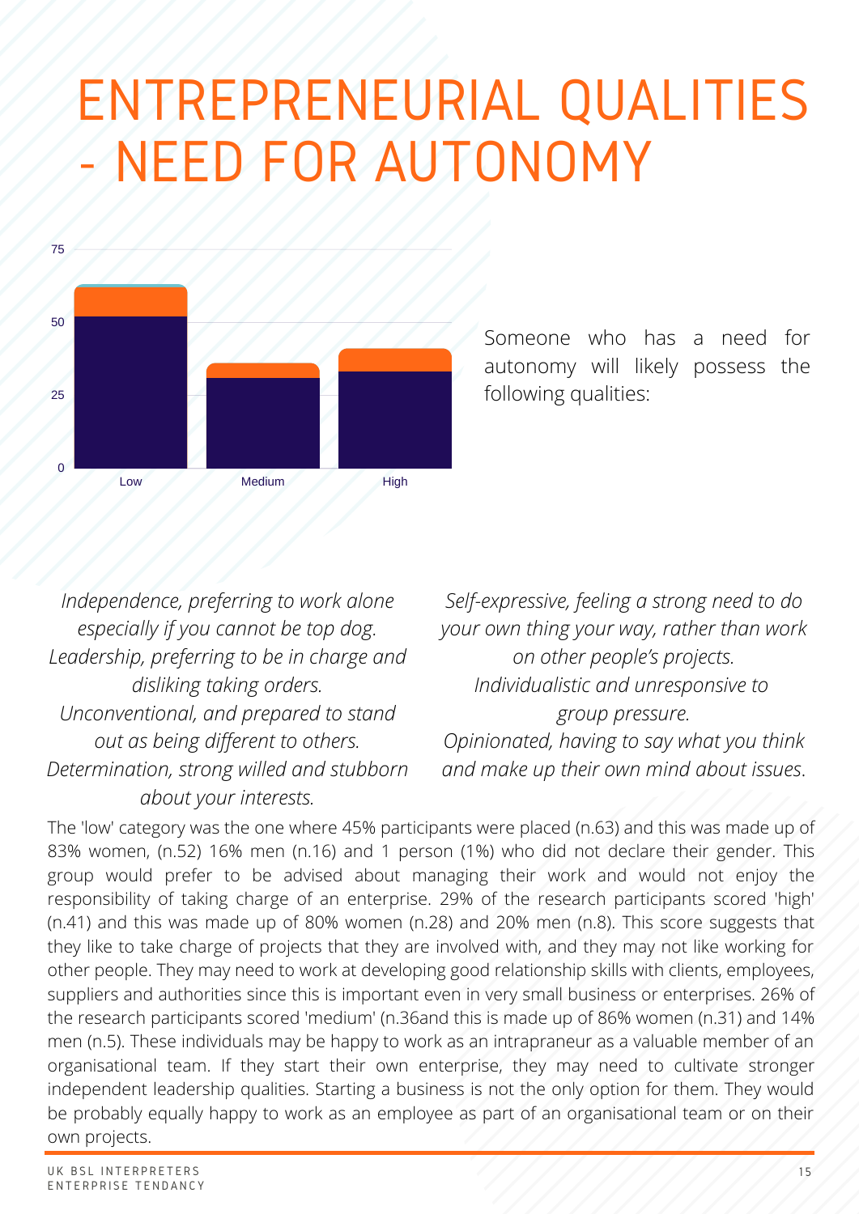# ENTREPRENEURIAL QUALITIES - NEED FOR AUTONOMY

Someone who has a need for autonomy will likely possess the following qualities:

*Independence, preferring to work alone especially if you cannot be top dog.*
*Leadership, preferring to be in charge and disliking taking orders.*
*Unconventional, and prepared to stand out as being different to others.*
*Determination, strong willed and stubborn about your interests.*

*Self-expressive, feeling a strong need to do your own thing your way, rather than work on other people's projects.*
*Individualistic and unresponsive to group pressure.*
*Opinionated, having to say what you think and make up their own mind about issues.*

The 'low' category was the one where 45% participants were placed (n.63) and this was made up of 83% women, (n.52) 16% men (n.16) and 1 person (1%) who did not declare their gender. This group would prefer to be advised about managing their work and would not enjoy the responsibility of taking charge of an enterprise. 29% of the research participants scored 'high' (n.41) and this was made up of 80% women (n.28) and 20% men (n.8). This score suggests that they like to take charge of projects that they are involved with, and they may not like working for other people. They may need to work at developing good relationship skills with clients, employees, suppliers and authorities since this is important even in very small business or enterprises. 26% of the research participants scored 'medium' (n.36and this is made up of 86% women (n.31) and 14% men (n.5). These individuals may be happy to work as an intrapraneur as a valuable member of an organisational team. If they start their own enterprise, they may need to cultivate stronger independent leadership qualities. Starting a business is not the only option for them. They would be probably equally happy to work as an employee as part of an organisational team or on their own projects.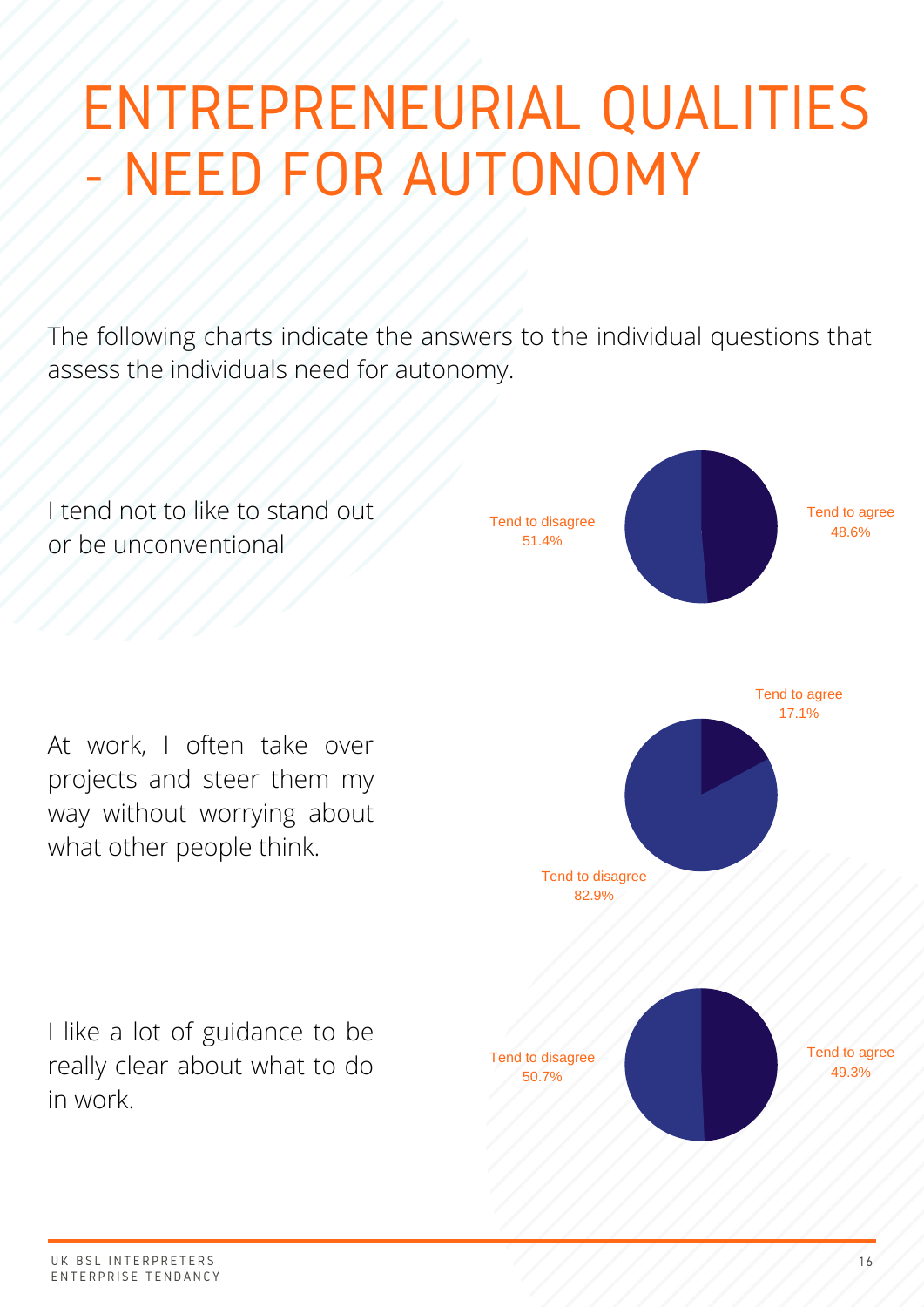# ENTREPRENEURIAL QUALITIES - NEED FOR AUTONOMY

The following charts indicate the answers to the individual questions that assess the individuals need for autonomy.

I tend not to like to stand out or be unconventional

Tend to disagree 51.4%

Tend to agree 48.6%

At work, I often take over projects and steer them my way without worrying about what other people think.

Tend to agree 17.1%

Tend to disagree 82.9%

I like a lot of guidance to be really clear about what to do in work.

Tend to disagree 50.7%

Tend to agree 49.3%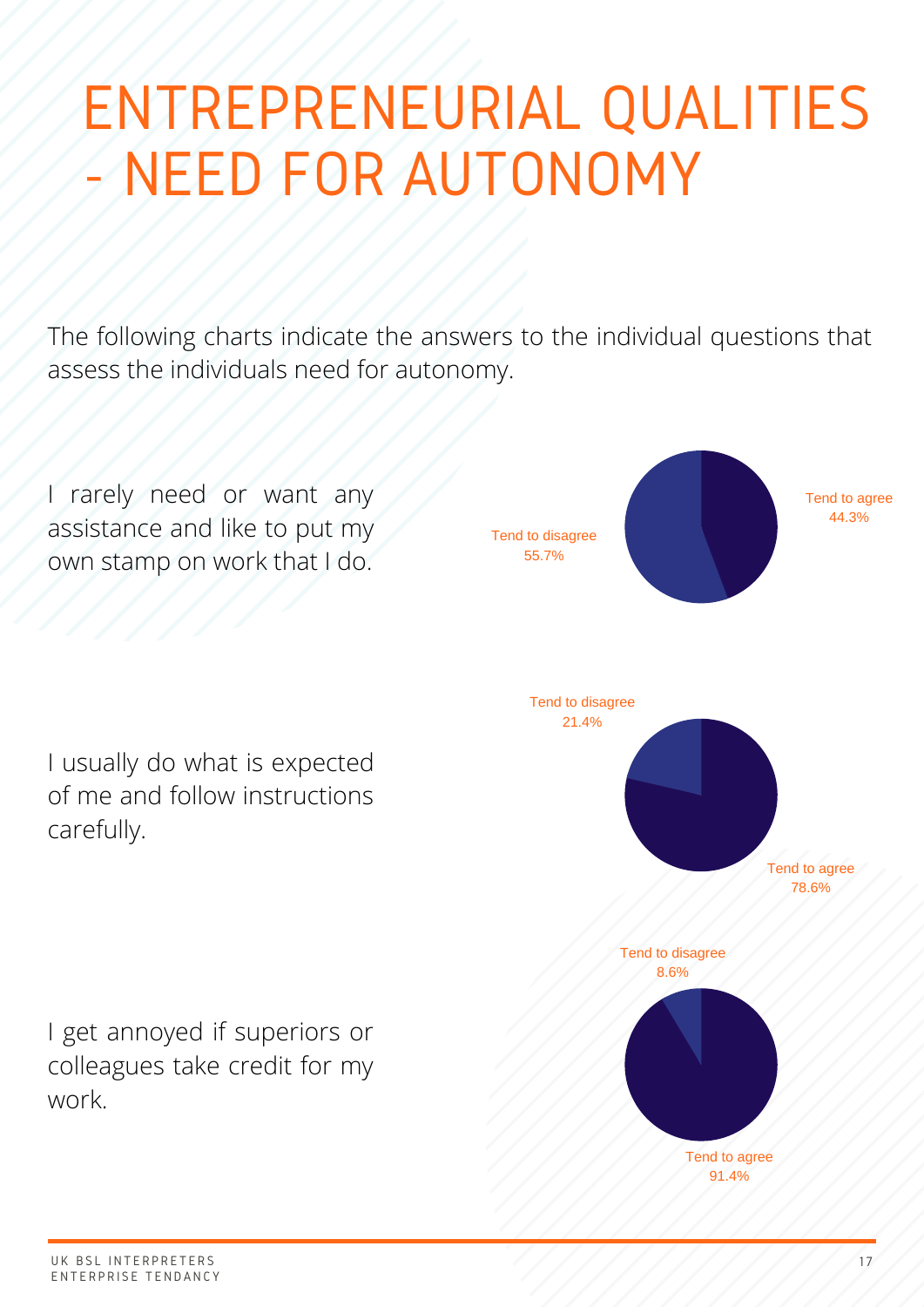# ENTREPRENEURIAL QUALITIES - NEED FOR AUTONOMY

The following charts indicate the answers to the individual questions that assess the individuals need for autonomy.

I rarely need or want any assistance and like to put my own stamp on work that I do.

Tend to disagree 55.7%

Tend to agree 44.3%

I usually do what is expected of me and follow instructions carefully.

Tend to disagree 21.4%

Tend to agree 78.6%

I get annoyed if superiors or colleagues take credit for my work.

Tend to disagree 8.6%

Tend to agree 91.4%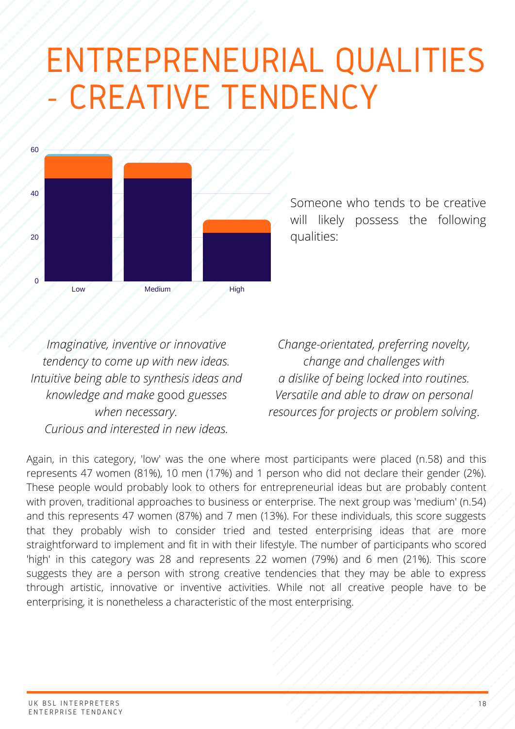# ENTREPRENEURIAL QUALITIES - CREATIVE TENDENCY

Someone who tends to be creative will likely possess the following qualities:

*Imaginative, inventive or innovative tendency to come up with new ideas.*
*Intuitive being able to synthesis ideas and knowledge and make* good *guesses when necessary.*
*Curious and interested in new ideas.*

*Change-orientated, preferring novelty, change and challenges with a dislike of being locked into routines.*
*Versatile and able to draw on personal resources for projects or problem solving*.

Again, in this category, 'low' was the one where most participants were placed (n.58) and this represents 47 women (81%), 10 men (17%) and 1 person who did not declare their gender (2%). These people would probably look to others for entrepreneurial ideas but are probably content with proven, traditional approaches to business or enterprise. The next group was 'medium' (n.54) and this represents 47 women (87%) and 7 men (13%). For these individuals, this score suggests that they probably wish to consider tried and tested enterprising ideas that are more straightforward to implement and fit in with their lifestyle. The number of participants who scored 'high' in this category was 28 and represents 22 women (79%) and 6 men (21%). This score suggests they are a person with strong creative tendencies that they may be able to express through artistic, innovative or inventive activities. While not all creative people have to be enterprising, it is nonetheless a characteristic of the most enterprising.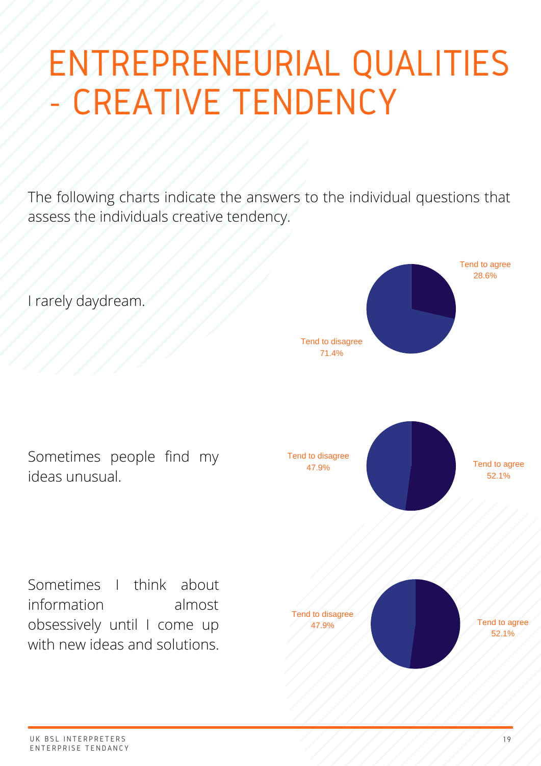# ENTREPRENEURIAL QUALITIES - CREATIVE TENDENCY

The following charts indicate the answers to the individual questions that assess the individuals creative tendency.

I rarely daydream.

Tend to agree 28.6%

Tend to disagree 71.4%

Sometimes people find my ideas unusual.

Tend to disagree 47.9%

Tend to agree 52.1%

Sometimes I think about information almost obsessively until I come up with new ideas and solutions.

Tend to disagree 47.9%

Tend to agree 52.1%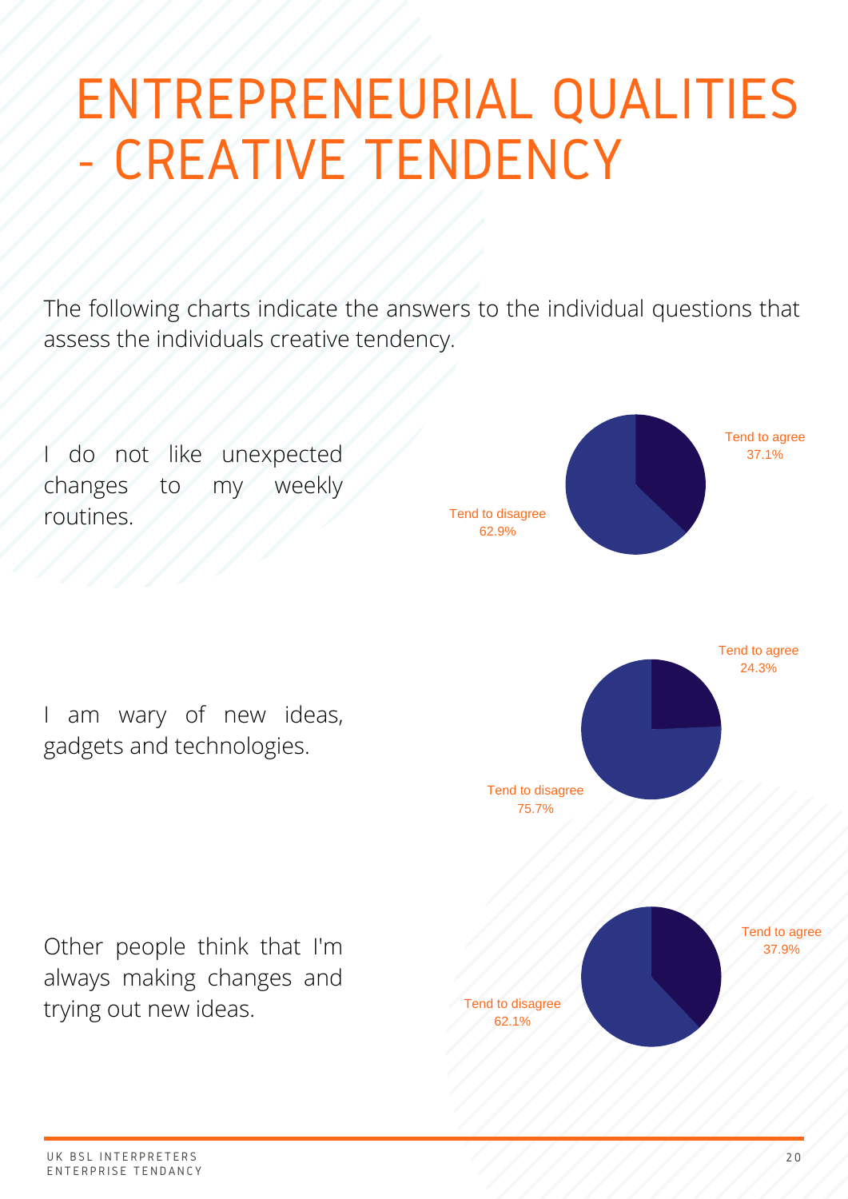# ENTREPRENEURIAL QUALITIES - CREATIVE TENDENCY

The following charts indicate the answers to the individual questions that assess the individuals creative tendency.

I do not like unexpected changes to my weekly routines.

Tend to agree 37.1%

Tend to disagree 62.9%

I am wary of new ideas, gadgets and technologies.

Tend to agree 24.3%

Tend to disagree 75.7%

Other people think that I'm always making changes and trying out new ideas.

Tend to agree 37.9%

Tend to disagree 62.1%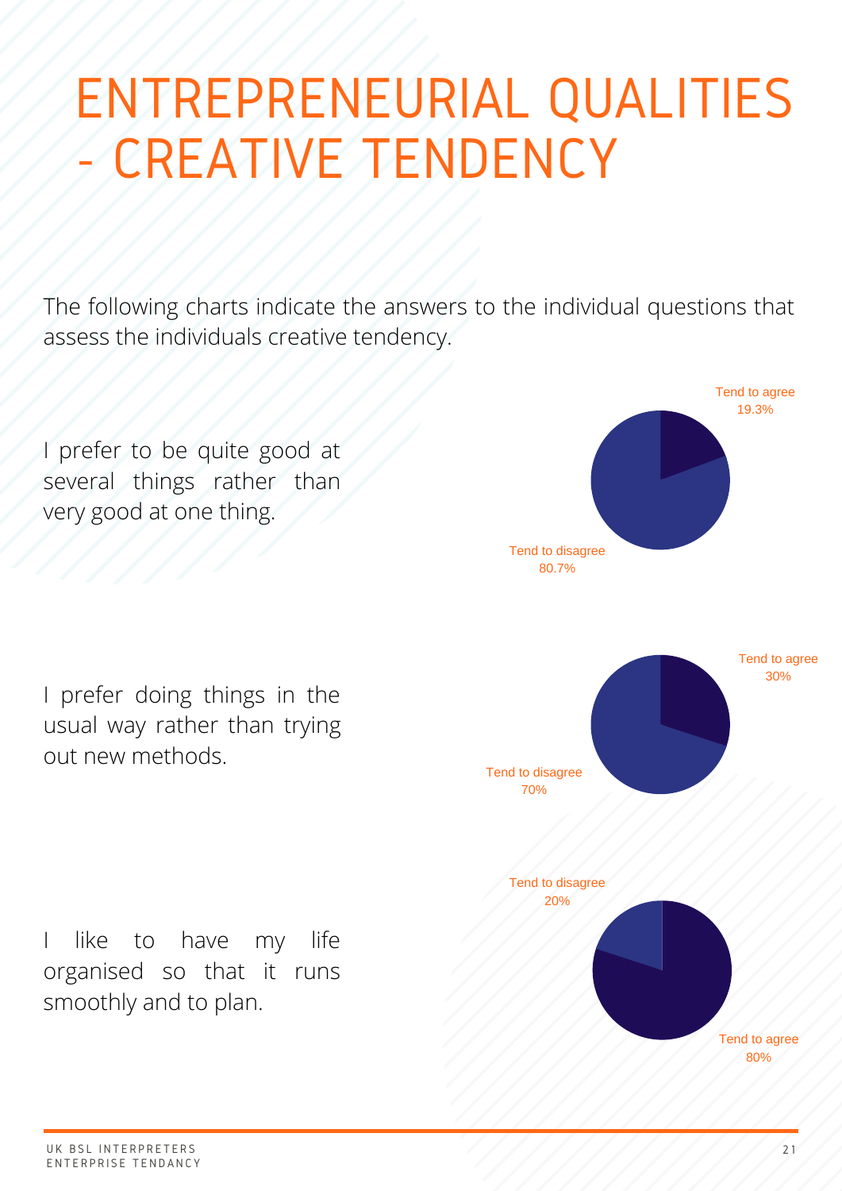# ENTREPRENEURIAL QUALITIES - CREATIVE TENDENCY

The following charts indicate the answers to the individual questions that assess the individuals creative tendency.

I prefer to be quite good at several things rather than very good at one thing.

Tend to agree 19.3%

Tend to disagree 80.7%

I prefer doing things in the usual way rather than trying out new methods.

Tend to agree 30%

Tend to disagree 70%

I like to have my life organised so that it runs smoothly and to plan.

Tend to disagree 20%

Tend to agree 80%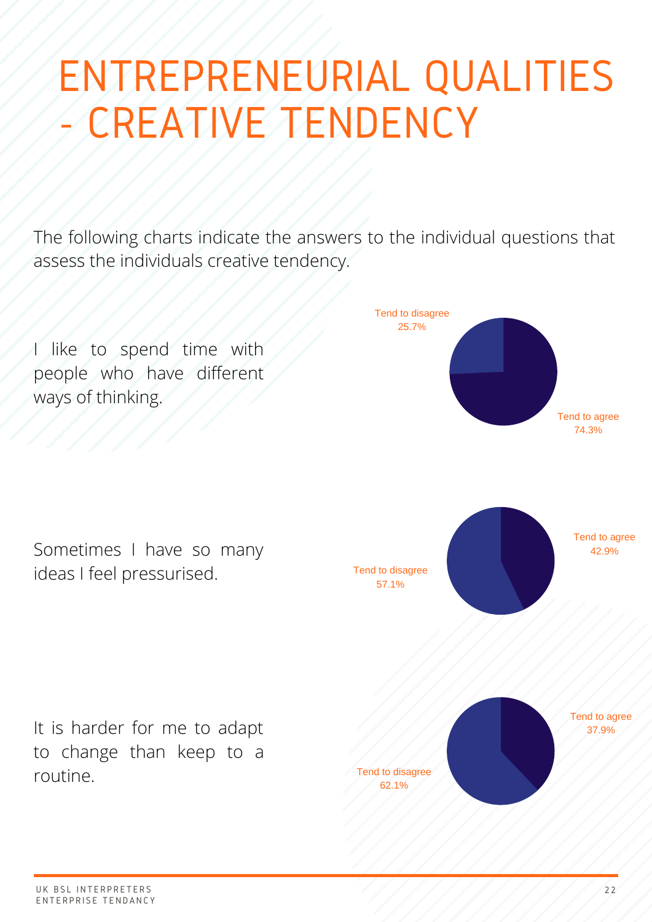# ENTREPRENEURIAL QUALITIES - CREATIVE TENDENCY

The following charts indicate the answers to the individual questions that assess the individuals creative tendency.

I like to spend time with people who have different ways of thinking.

Tend to disagree 25.7%

Tend to agree 74.3%

Sometimes I have so many ideas I feel pressurised.

Tend to agree 42.9%

Tend to disagree 57.1%

It is harder for me to adapt to change than keep to a routine.

Tend to agree 37.9%

Tend to disagree 62.1%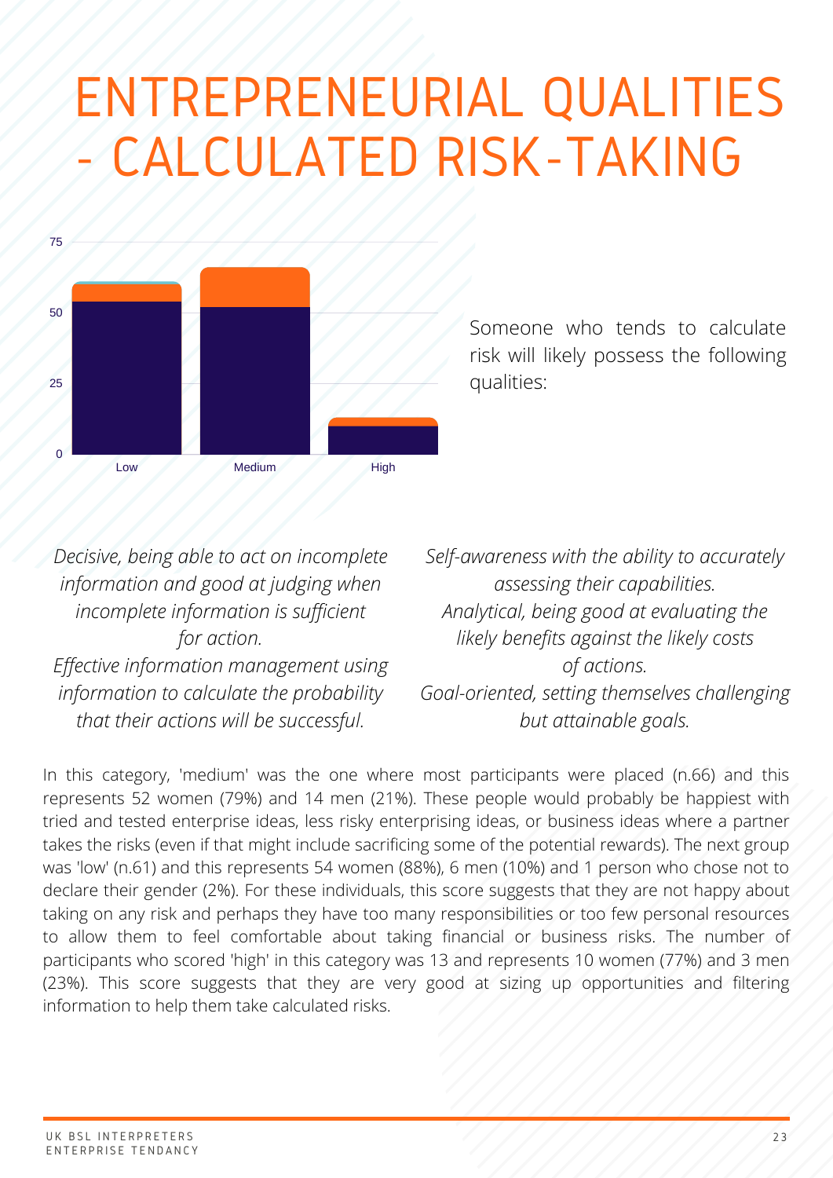# ENTREPRENEURIAL QUALITIES - CALCULATED RISK-TAKING

Someone who tends to calculate risk will likely possess the following qualities:

*Decisive, being able to act on incomplete information and good at judging when incomplete information is sufficient for action.*

*Effective information management using information to calculate the probability that their actions will be successful.*

*Self-awareness with the ability to accurately assessing their capabilities.*

*Analytical, being good at evaluating the likely benefits against the likely costs of actions.*

*Goal-oriented, setting themselves challenging but attainable goals.*

In this category, 'medium' was the one where most participants were placed (n.66) and this represents 52 women (79%) and 14 men (21%). These people would probably be happiest with tried and tested enterprise ideas, less risky enterprising ideas, or business ideas where a partner takes the risks (even if that might include sacrificing some of the potential rewards). The next group was 'low' (n.61) and this represents 54 women (88%), 6 men (10%) and 1 person who chose not to declare their gender (2%). For these individuals, this score suggests that they are not happy about taking on any risk and perhaps they have too many responsibilities or too few personal resources to allow them to feel comfortable about taking financial or business risks. The number of participants who scored 'high' in this category was 13 and represents 10 women (77%) and 3 men (23%). This score suggests that they are very good at sizing up opportunities and filtering information to help them take calculated risks.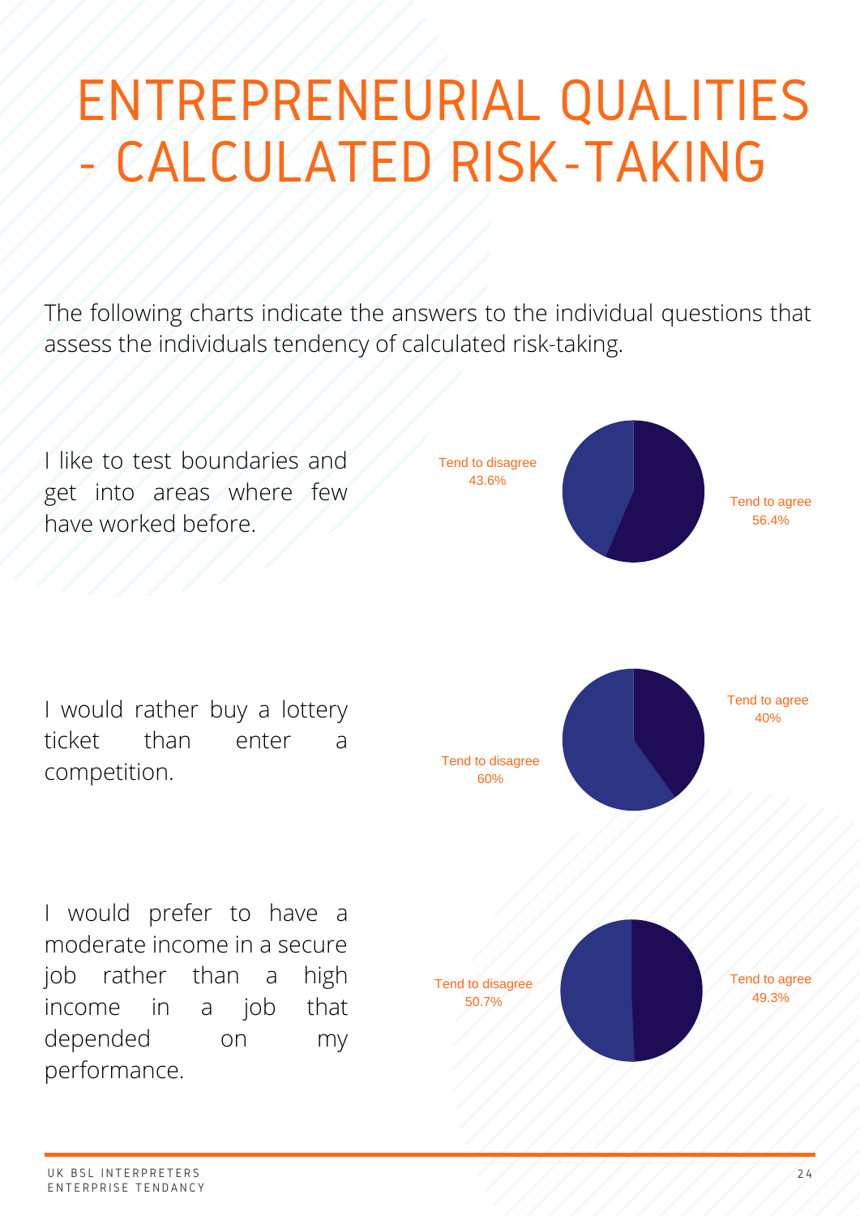# ENTREPRENEURIAL QUALITIES - CALCULATED RISK-TAKING

The following charts indicate the answers to the individual questions that assess the individuals tendency of calculated risk-taking.

I like to test boundaries and get into areas where few have worked before.

Tend to disagree 43.6%

Tend to agree 56.4%

I would rather buy a lottery ticket than enter a competition.

Tend to agree 40%

Tend to disagree 60%

I would prefer to have a moderate income in a secure job rather than a high income in a job that depended on my performance.

Tend to disagree 50.7%

Tend to agree 49.3%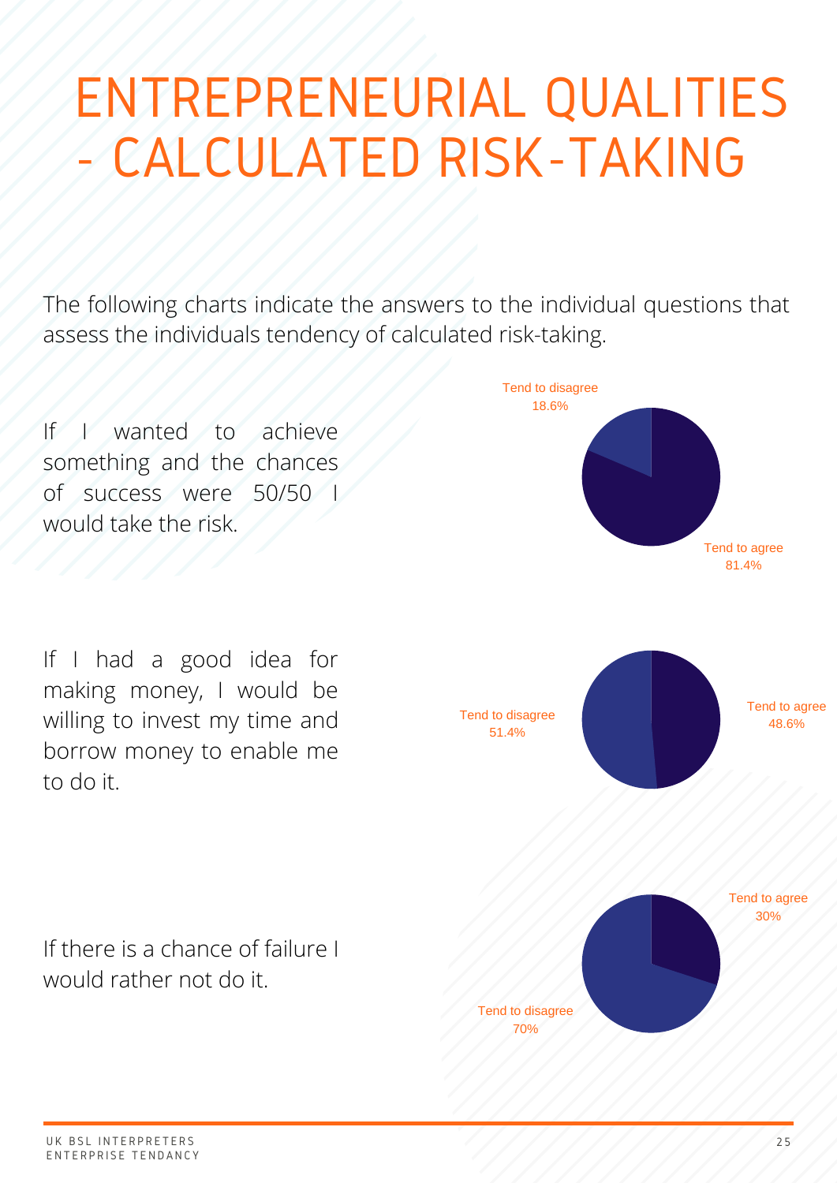# ENTREPRENEURIAL QUALITIES - CALCULATED RISK-TAKING

The following charts indicate the answers to the individual questions that assess the individuals tendency of calculated risk-taking.

If I wanted to achieve something and the chances of success were 50/50 I would take the risk.

Tend to disagree
18.6%

Tend to agree
81.4%

If I had a good idea for making money, I would be willing to invest my time and borrow money to enable me to do it.

Tend to disagree
51.4%

Tend to agree
48.6%

If there is a chance of failure I would rather not do it.

Tend to agree
30%

Tend to disagree
70%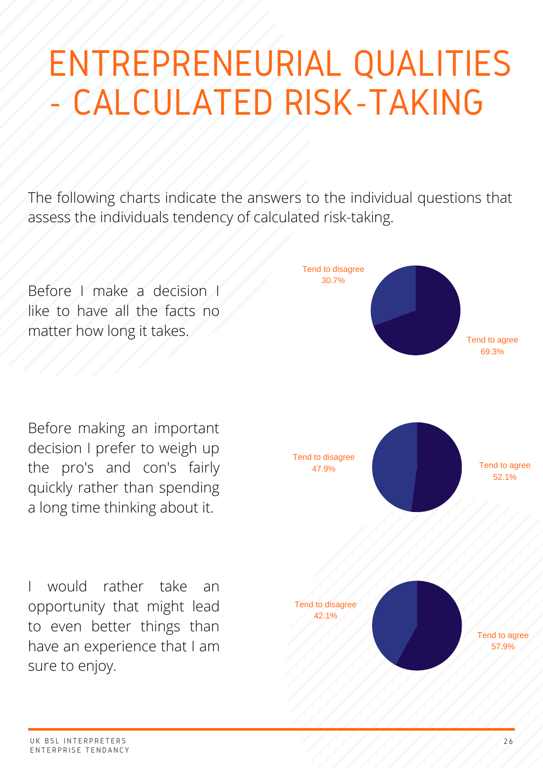# ENTREPRENEURIAL QUALITIES - CALCULATED RISK-TAKING

The following charts indicate the answers to the individual questions that assess the individuals tendency of calculated risk-taking.

Before I make a decision I like to have all the facts no matter how long it takes.

Tend to disagree 30.7%

Tend to agree 69.3%

Before making an important decision I prefer to weigh up the pro's and con's fairly quickly rather than spending a long time thinking about it.

Tend to disagree 47.9%

Tend to agree 52.1%

I would rather take an opportunity that might lead to even better things than have an experience that I am sure to enjoy.

Tend to disagree 42.1%

Tend to agree 57.9%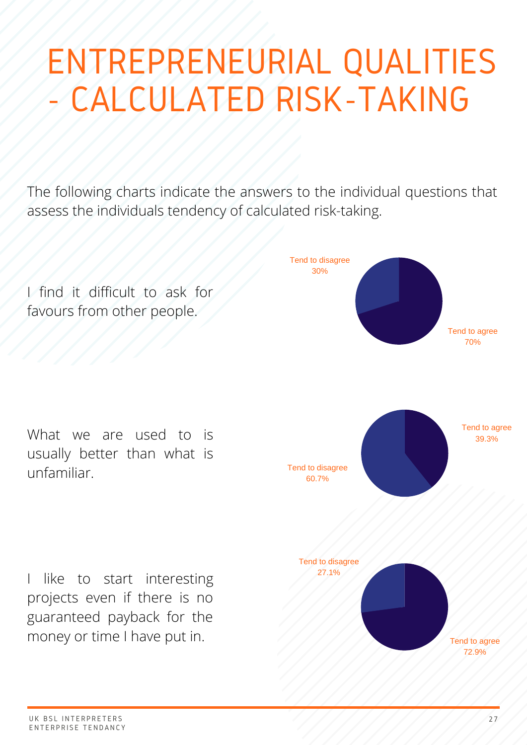# ENTREPRENEURIAL QUALITIES - CALCULATED RISK-TAKING

The following charts indicate the answers to the individual questions that assess the individuals tendency of calculated risk-taking.

I find it difficult to ask for favours from other people.

Tend to disagree 30%

Tend to agree 70%

What we are used to is usually better than what is unfamiliar.

Tend to agree 39.3%

Tend to disagree 60.7%

I like to start interesting projects even if there is no guaranteed payback for the money or time I have put in.

Tend to disagree 27.1%

Tend to agree 72.9%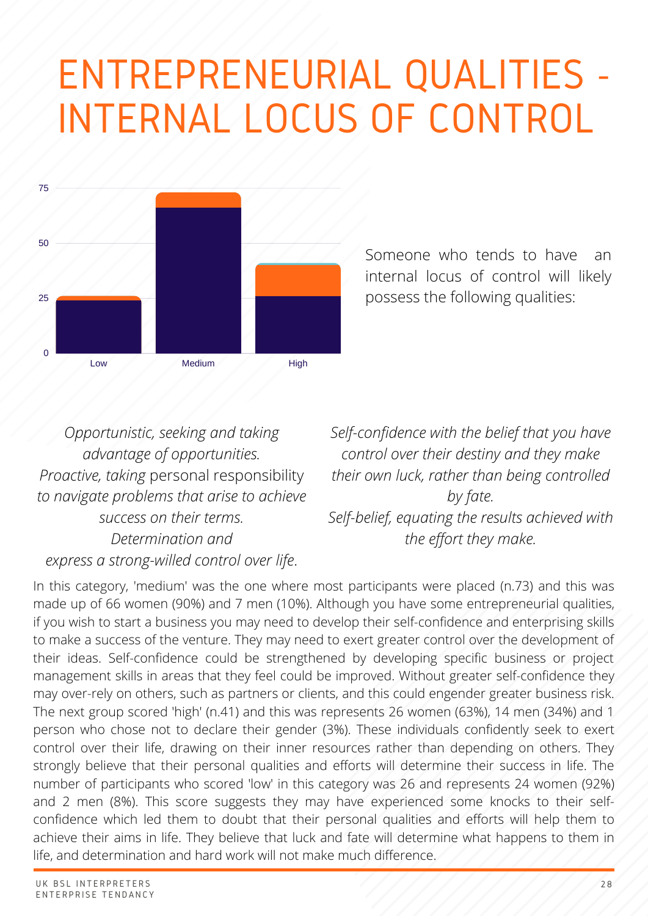# ENTREPRENEURIAL QUALITIES - INTERNAL LOCUS OF CONTROL

Someone who tends to have an internal locus of control will likely possess the following qualities:

*Opportunistic, seeking and taking advantage of opportunities.*
*Proactive, taking* personal responsibility *to navigate problems that arise to achieve success on their terms.*
*Determination and express a strong-willed control over life*.

*Self-confidence with the belief that you have control over their destiny and they make their own luck, rather than being controlled by fate.*
*Self-belief, equating the results achieved with the effort they make.*

In this category, 'medium' was the one where most participants were placed (n.73) and this was made up of 66 women (90%) and 7 men (10%). Although you have some entrepreneurial qualities, if you wish to start a business you may need to develop their self-confidence and enterprising skills to make a success of the venture. They may need to exert greater control over the development of their ideas. Self-confidence could be strengthened by developing specific business or project management skills in areas that they feel could be improved. Without greater self-confidence they may over-rely on others, such as partners or clients, and this could engender greater business risk. The next group scored 'high' (n.41) and this was represents 26 women (63%), 14 men (34%) and 1 person who chose not to declare their gender (3%). These individuals confidently seek to exert control over their life, drawing on their inner resources rather than depending on others. They strongly believe that their personal qualities and efforts will determine their success in life. The number of participants who scored 'low' in this category was 26 and represents 24 women (92%) and 2 men (8%). This score suggests they may have experienced some knocks to their self-confidence which led them to doubt that their personal qualities and efforts will help them to achieve their aims in life. They believe that luck and fate will determine what happens to them in life, and determination and hard work will not make much difference.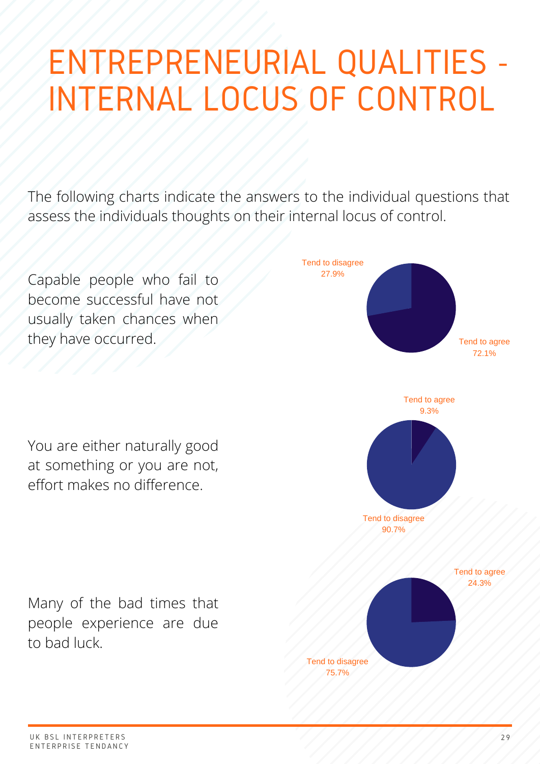# ENTREPRENEURIAL QUALITIES - INTERNAL LOCUS OF CONTROL

The following charts indicate the answers to the individual questions that assess the individuals thoughts on their internal locus of control.

Capable people who fail to become successful have not usually taken chances when they have occurred.

Tend to disagree 27.9%

Tend to agree 72.1%

You are either naturally good at something or you are not, effort makes no difference.

Tend to agree 9.3%

Tend to disagree 90.7%

Many of the bad times that people experience are due to bad luck.

Tend to agree 24.3%

Tend to disagree 75.7%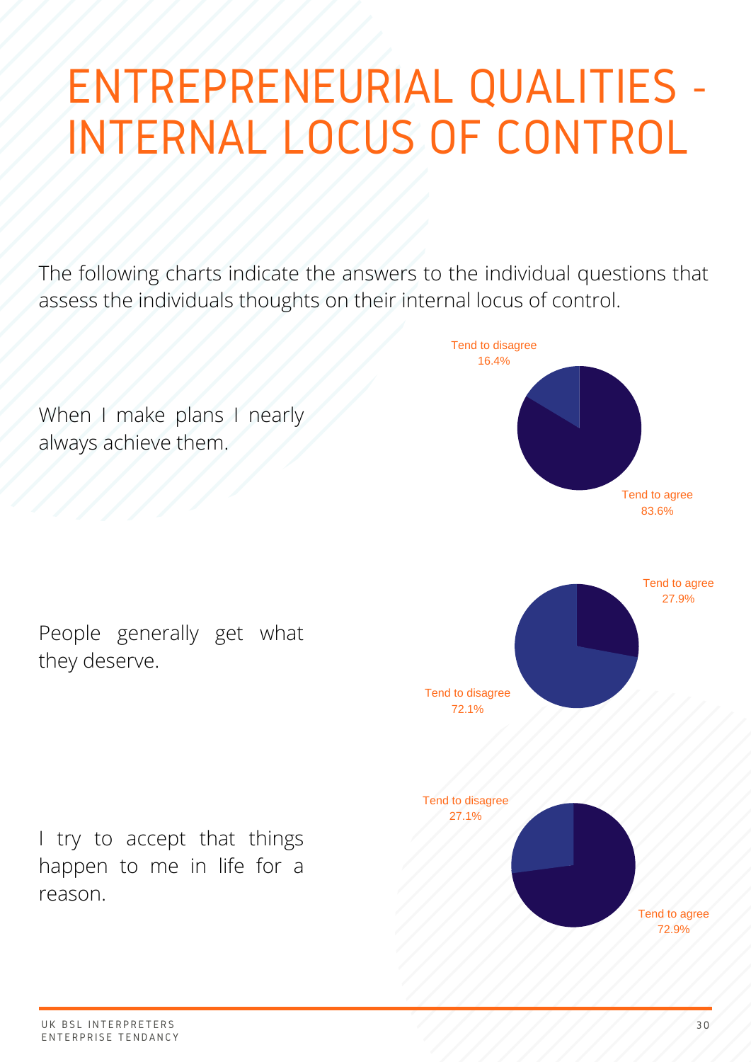# ENTREPRENEURIAL QUALITIES - INTERNAL LOCUS OF CONTROL

The following charts indicate the answers to the individual questions that assess the individuals thoughts on their internal locus of control.

When I make plans I nearly always achieve them.

Tend to disagree 16.4%

Tend to agree 83.6%

People generally get what they deserve.

Tend to agree 27.9%

Tend to disagree 72.1%

I try to accept that things happen to me in life for a reason.

Tend to disagree 27.1%

Tend to agree 72.9%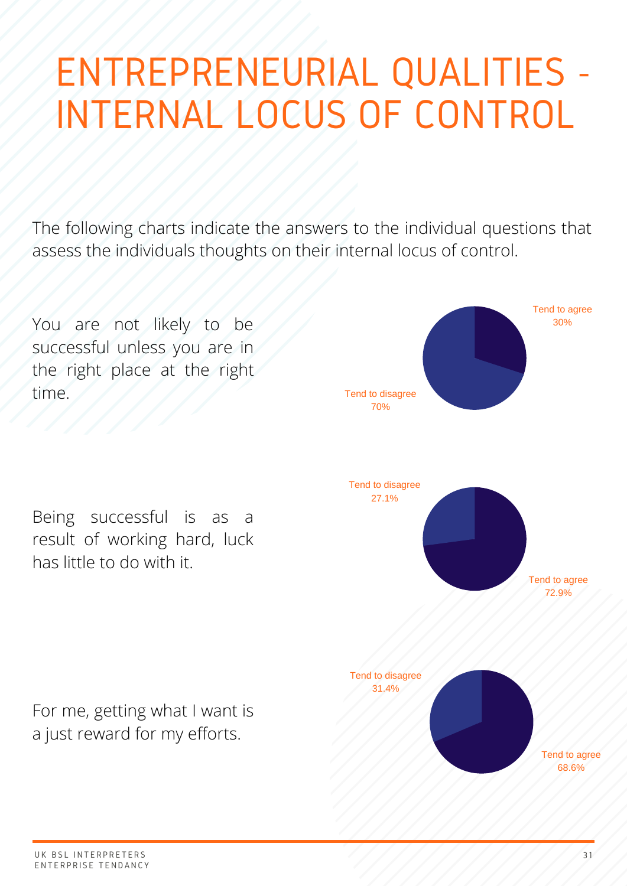# ENTREPRENEURIAL QUALITIES - INTERNAL LOCUS OF CONTROL

The following charts indicate the answers to the individual questions that assess the individuals thoughts on their internal locus of control.

You are not likely to be successful unless you are in the right place at the right time.

| Response | % |
|---|---|
| Tend to agree | 30% |
| Tend to disagree | 70% |

Being successful is as a result of working hard, luck has little to do with it.

| Response | % |
|---|---|
| Tend to disagree | 27.1% |
| Tend to agree | 72.9% |

For me, getting what I want is a just reward for my efforts.

| Response | % |
|---|---|
| Tend to disagree | 31.4% |
| Tend to agree | 68.6% |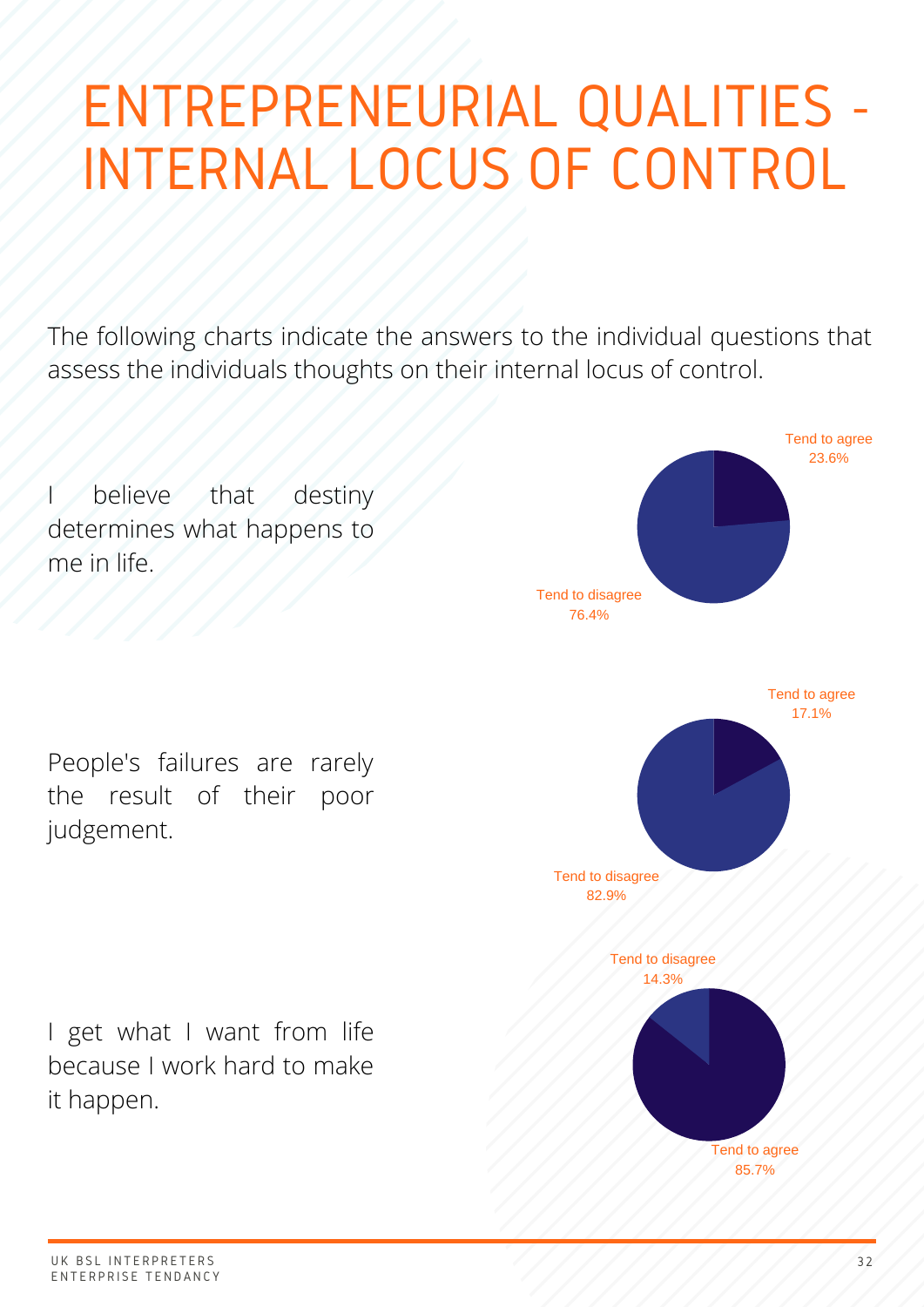# ENTREPRENEURIAL QUALITIES - INTERNAL LOCUS OF CONTROL

The following charts indicate the answers to the individual questions that assess the individuals thoughts on their internal locus of control.

I believe that destiny determines what happens to me in life.

Tend to agree 23.6%

Tend to disagree 76.4%

People's failures are rarely the result of their poor judgement.

Tend to agree 17.1%

Tend to disagree 82.9%

I get what I want from life because I work hard to make it happen.

Tend to disagree 14.3%

Tend to agree 85.7%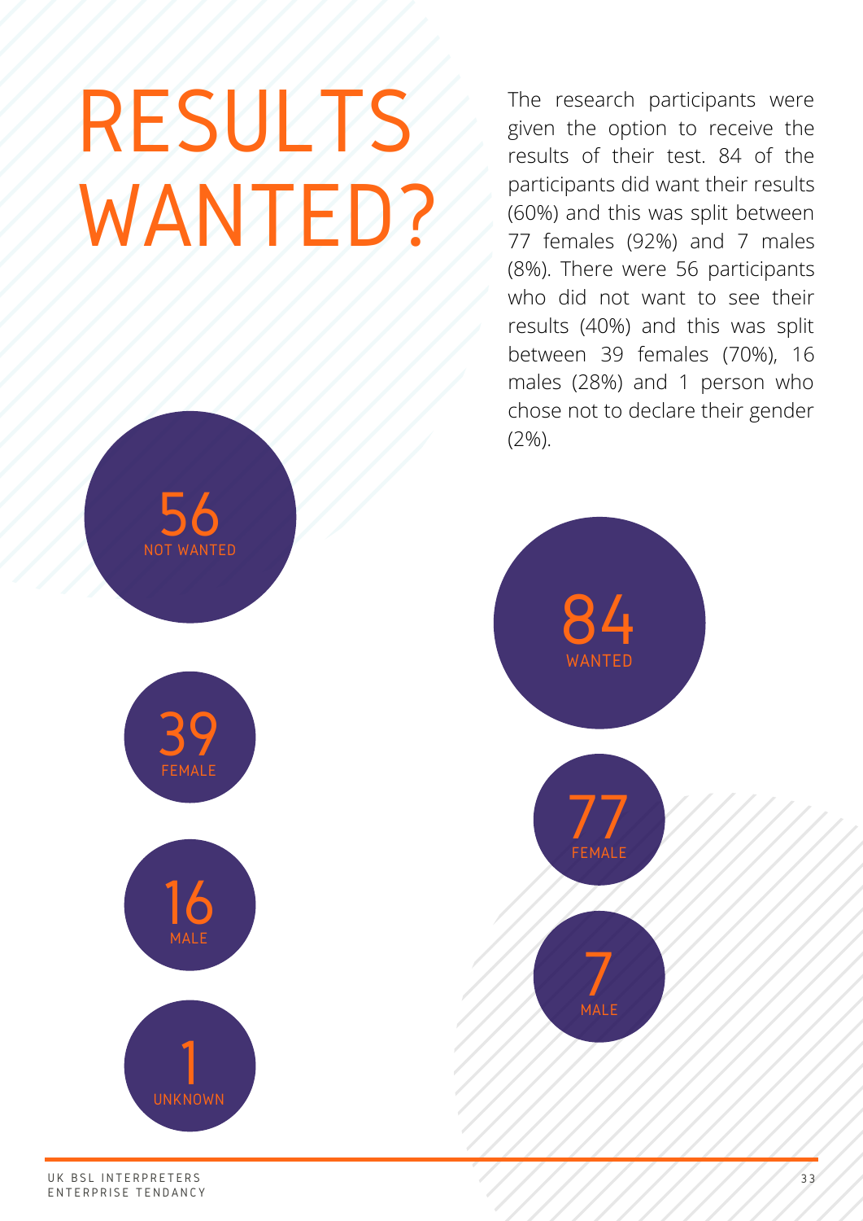# RESULTS WANTED?

The research participants were given the option to receive the results of their test. 84 of the participants did want their results (60%) and this was split between 77 females (92%) and 7 males (8%). There were 56 participants who did not want to see their results (40%) and this was split between 39 females (70%), 16 males (28%) and 1 person who chose not to declare their gender (2%).

56
NOT WANTED

39
FEMALE

16
MALE

1
UNKNOWN

84
WANTED

77
FEMALE

7
MALE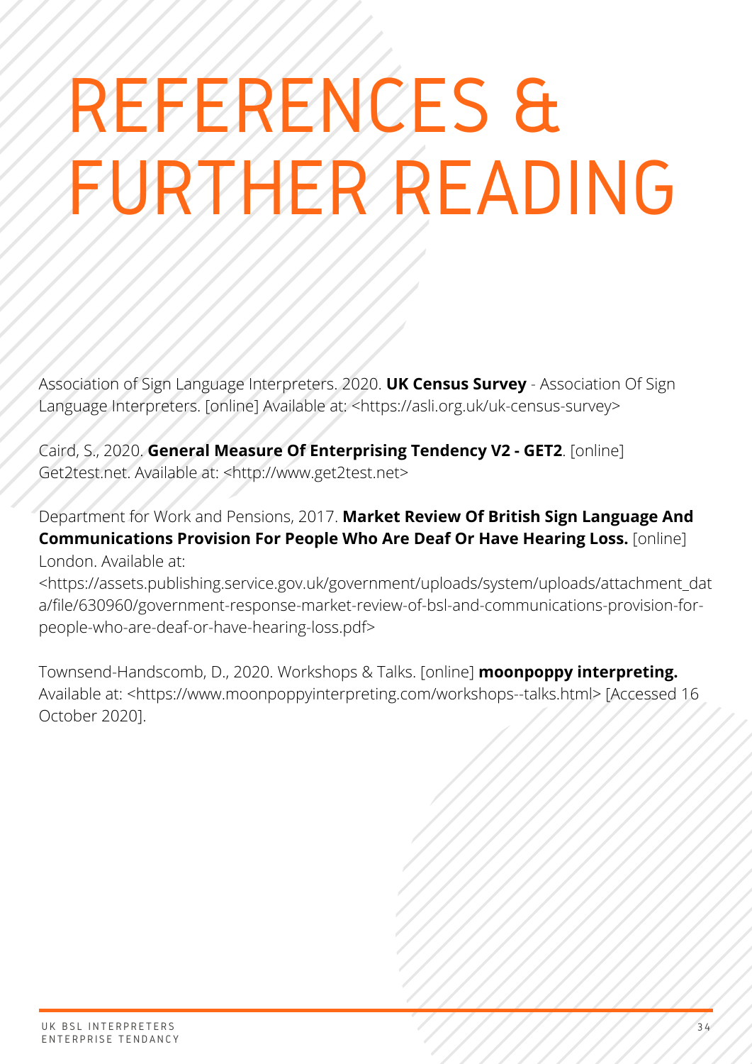# REFERENCES & FURTHER READING

Association of Sign Language Interpreters. 2020. **UK Census Survey** - Association Of Sign Language Interpreters. [online] Available at: <https://asli.org.uk/uk-census-survey>

Caird, S., 2020. **General Measure Of Enterprising Tendency V2 - GET2**. [online] Get2test.net. Available at: <http://www.get2test.net>

Department for Work and Pensions, 2017. **Market Review Of British Sign Language And Communications Provision For People Who Are Deaf Or Have Hearing Loss.** [online] London. Available at: <https://assets.publishing.service.gov.uk/government/uploads/system/uploads/attachment_data/file/630960/government-response-market-review-of-bsl-and-communications-provision-for-people-who-are-deaf-or-have-hearing-loss.pdf>

Townsend-Handscomb, D., 2020. Workshops & Talks. [online] **moonpoppy interpreting.** Available at: <https://www.moonpoppyinterpreting.com/workshops--talks.html> [Accessed 16 October 2020].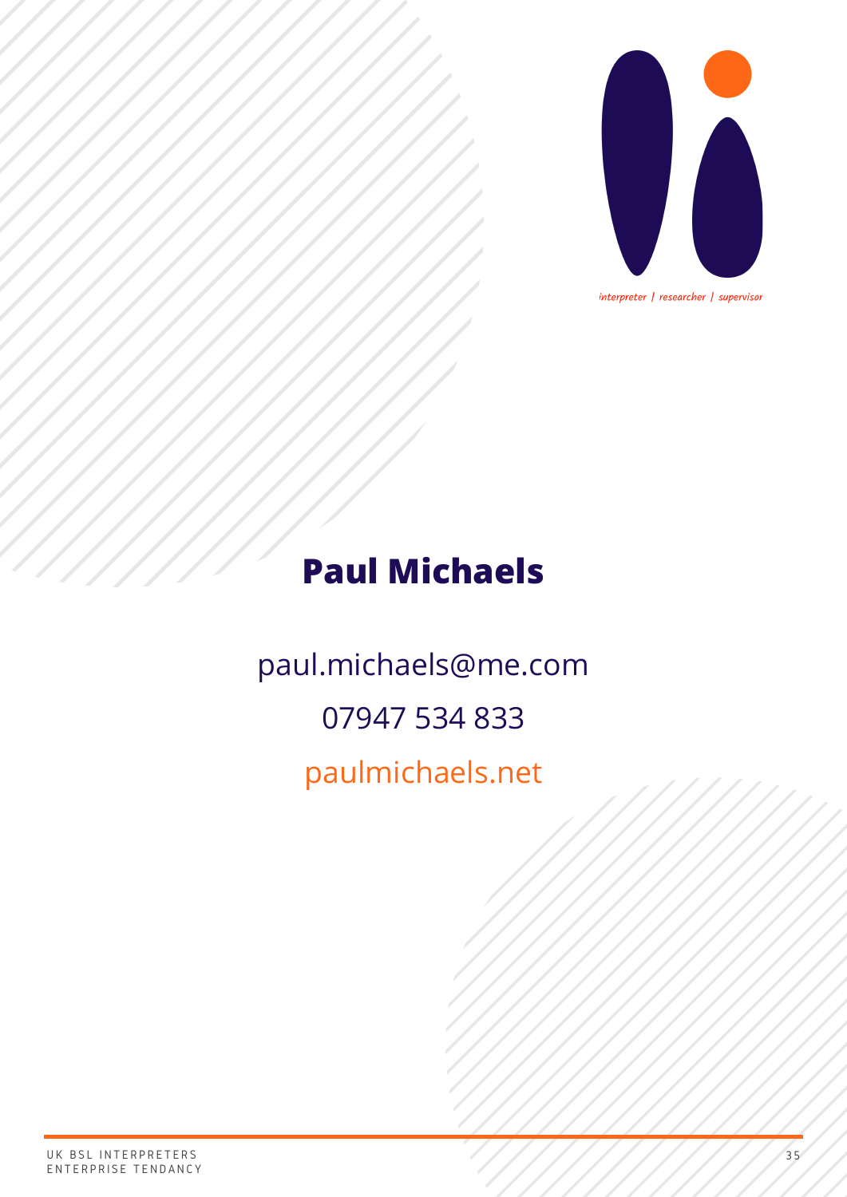interpreter | researcher | supervisor

# Paul Michaels

paul.michaels@me.com

07947 534 833

paulmichaels.net